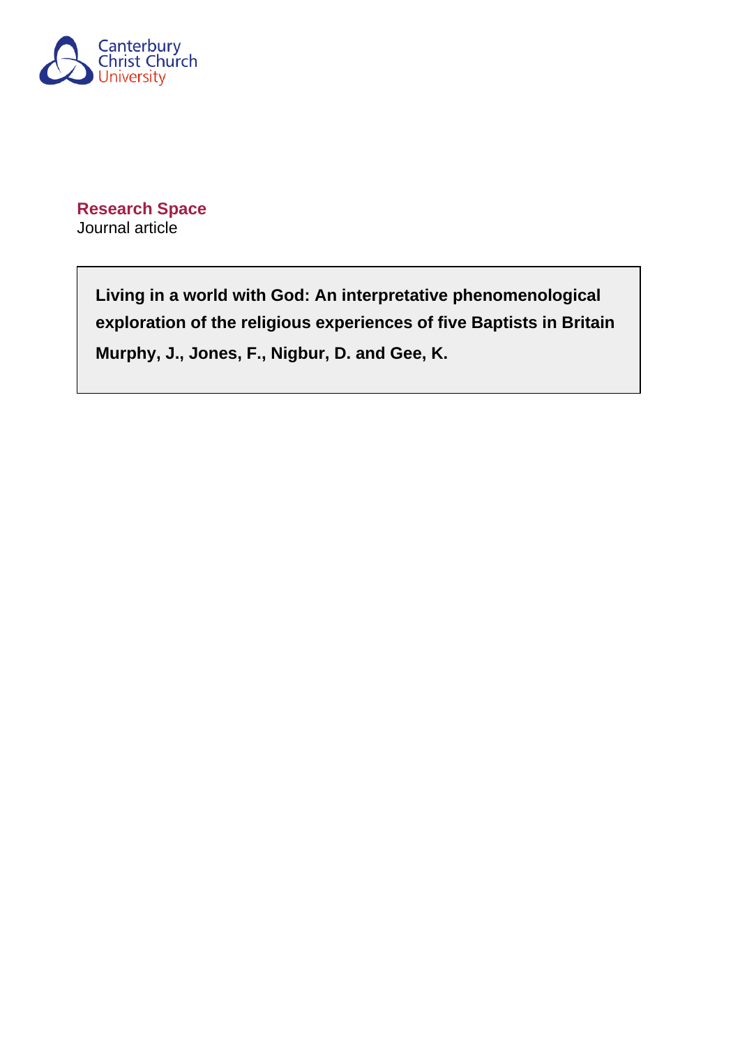Canterbury Christ Church University

**Research Space**
Journal article

**Living in a world with God: An interpretative phenomenological exploration of the religious experiences of five Baptists in Britain**

**Murphy, J., Jones, F., Nigbur, D. and Gee, K.**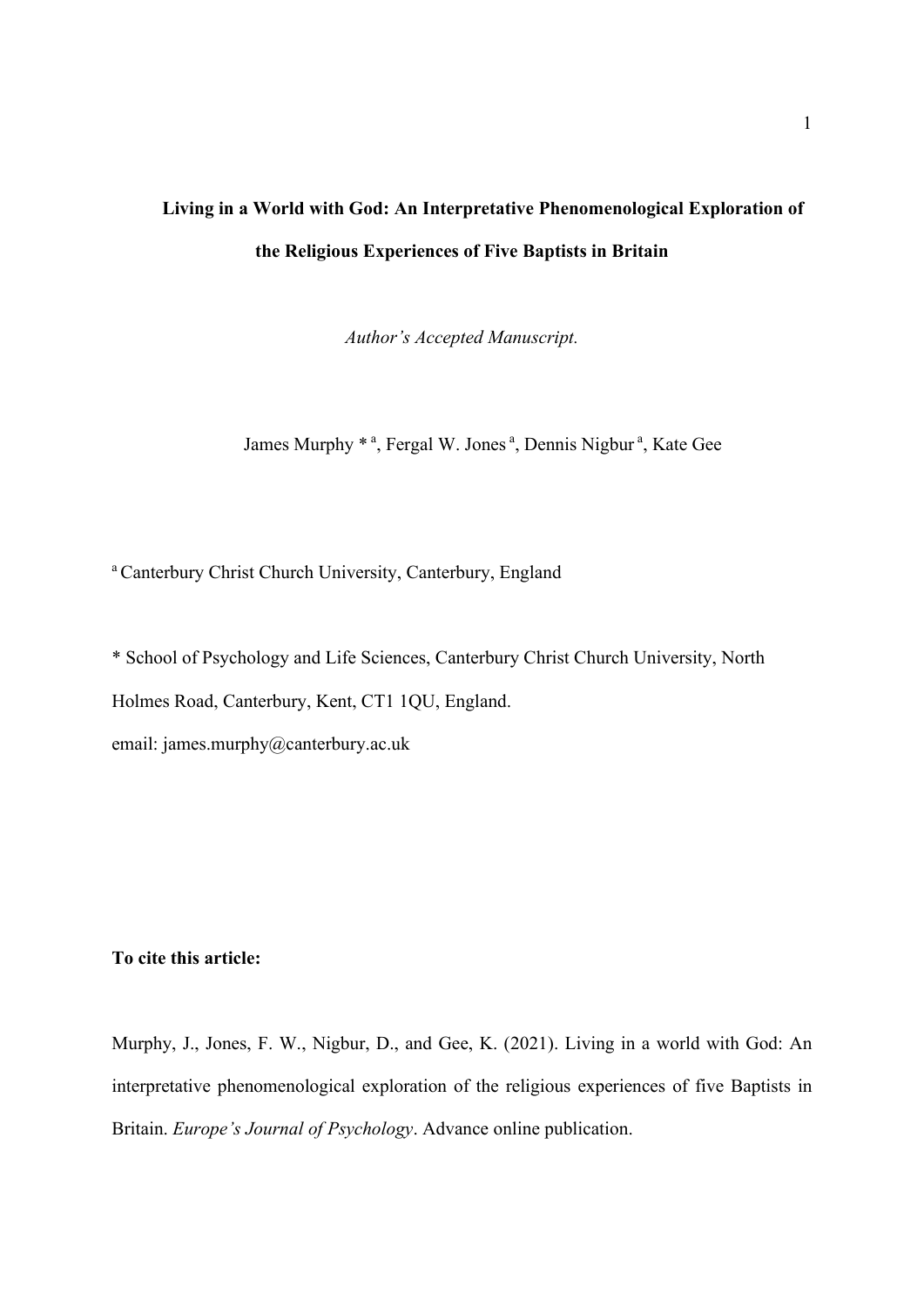**Living in a World with God: An Interpretative Phenomenological Exploration of the Religious Experiences of Five Baptists in Britain**

*Author's Accepted Manuscript.*

James Murphy * [a], Fergal W. Jones [a], Dennis Nigbur [a], Kate Gee

[a] Canterbury Christ Church University, Canterbury, England

* School of Psychology and Life Sciences, Canterbury Christ Church University, North Holmes Road, Canterbury, Kent, CT1 1QU, England.
email: james.murphy@canterbury.ac.uk

**To cite this article:**

Murphy, J., Jones, F. W., Nigbur, D., and Gee, K. (2021). Living in a world with God: An interpretative phenomenological exploration of the religious experiences of five Baptists in Britain. *Europe's Journal of Psychology*. Advance online publication.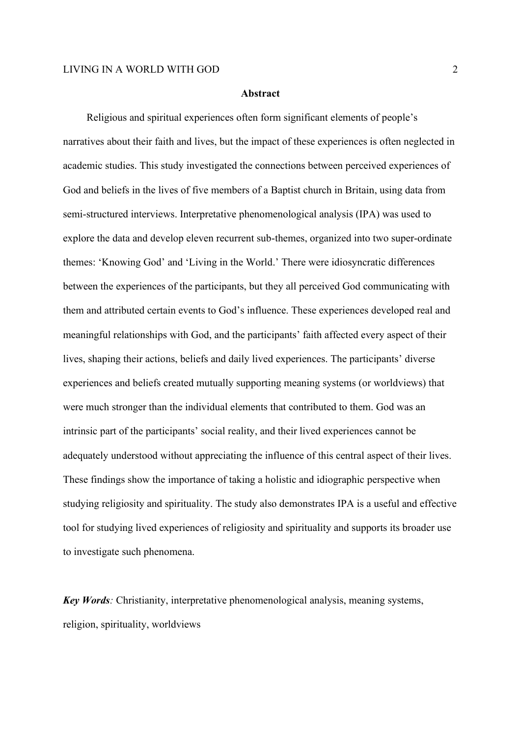## Abstract

Religious and spiritual experiences often form significant elements of people's narratives about their faith and lives, but the impact of these experiences is often neglected in academic studies. This study investigated the connections between perceived experiences of God and beliefs in the lives of five members of a Baptist church in Britain, using data from semi-structured interviews. Interpretative phenomenological analysis (IPA) was used to explore the data and develop eleven recurrent sub-themes, organized into two super-ordinate themes: 'Knowing God' and 'Living in the World.' There were idiosyncratic differences between the experiences of the participants, but they all perceived God communicating with them and attributed certain events to God's influence. These experiences developed real and meaningful relationships with God, and the participants' faith affected every aspect of their lives, shaping their actions, beliefs and daily lived experiences. The participants' diverse experiences and beliefs created mutually supporting meaning systems (or worldviews) that were much stronger than the individual elements that contributed to them. God was an intrinsic part of the participants' social reality, and their lived experiences cannot be adequately understood without appreciating the influence of this central aspect of their lives. These findings show the importance of taking a holistic and idiographic perspective when studying religiosity and spirituality. The study also demonstrates IPA is a useful and effective tool for studying lived experiences of religiosity and spirituality and supports its broader use to investigate such phenomena.

***Key Words**:* Christianity, interpretative phenomenological analysis, meaning systems, religion, spirituality, worldviews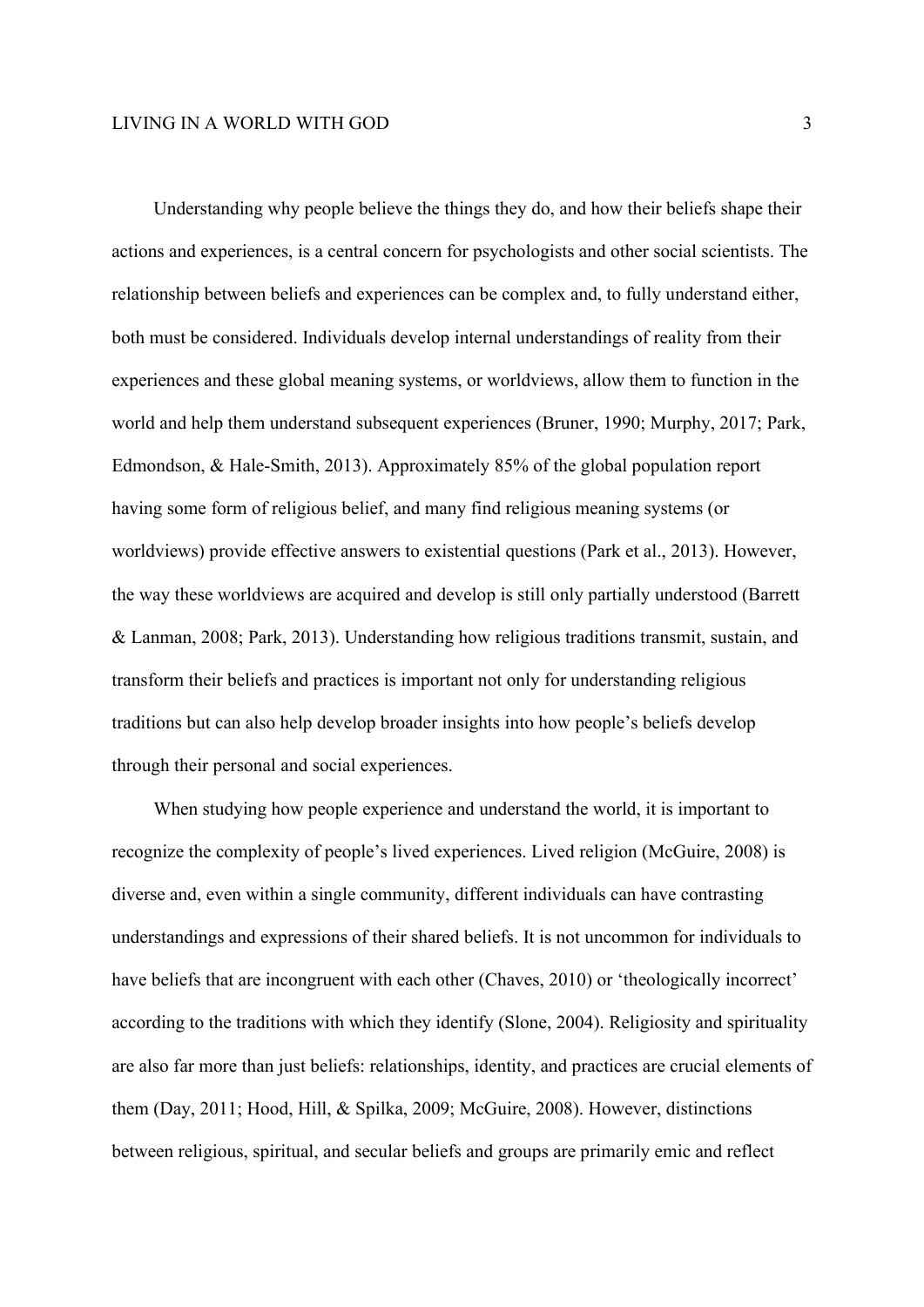Understanding why people believe the things they do, and how their beliefs shape their actions and experiences, is a central concern for psychologists and other social scientists. The relationship between beliefs and experiences can be complex and, to fully understand either, both must be considered. Individuals develop internal understandings of reality from their experiences and these global meaning systems, or worldviews, allow them to function in the world and help them understand subsequent experiences (Bruner, 1990; Murphy, 2017; Park, Edmondson, & Hale-Smith, 2013). Approximately 85% of the global population report having some form of religious belief, and many find religious meaning systems (or worldviews) provide effective answers to existential questions (Park et al., 2013). However, the way these worldviews are acquired and develop is still only partially understood (Barrett & Lanman, 2008; Park, 2013). Understanding how religious traditions transmit, sustain, and transform their beliefs and practices is important not only for understanding religious traditions but can also help develop broader insights into how people's beliefs develop through their personal and social experiences.

When studying how people experience and understand the world, it is important to recognize the complexity of people's lived experiences. Lived religion (McGuire, 2008) is diverse and, even within a single community, different individuals can have contrasting understandings and expressions of their shared beliefs. It is not uncommon for individuals to have beliefs that are incongruent with each other (Chaves, 2010) or 'theologically incorrect' according to the traditions with which they identify (Slone, 2004). Religiosity and spirituality are also far more than just beliefs: relationships, identity, and practices are crucial elements of them (Day, 2011; Hood, Hill, & Spilka, 2009; McGuire, 2008). However, distinctions between religious, spiritual, and secular beliefs and groups are primarily emic and reflect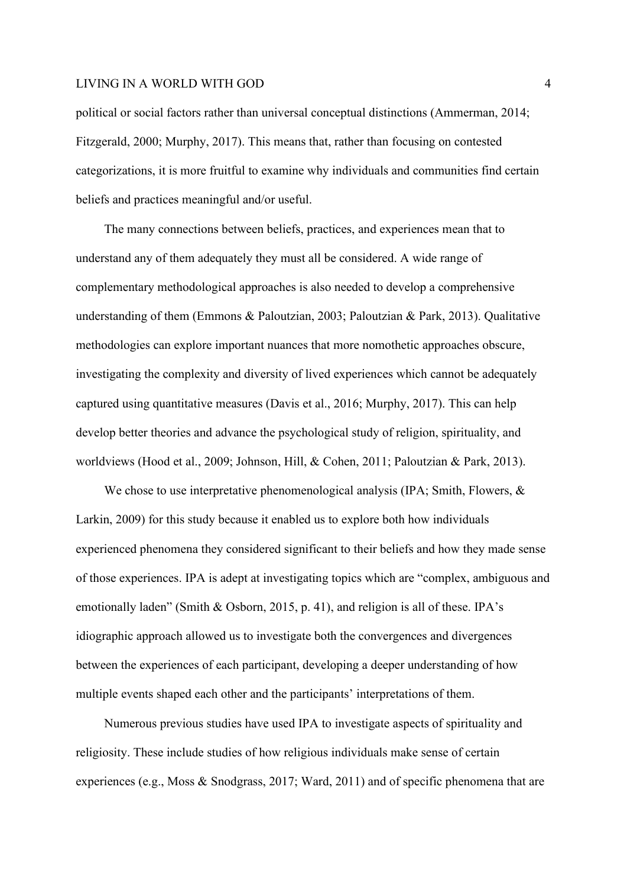political or social factors rather than universal conceptual distinctions (Ammerman, 2014; Fitzgerald, 2000; Murphy, 2017). This means that, rather than focusing on contested categorizations, it is more fruitful to examine why individuals and communities find certain beliefs and practices meaningful and/or useful.

The many connections between beliefs, practices, and experiences mean that to understand any of them adequately they must all be considered. A wide range of complementary methodological approaches is also needed to develop a comprehensive understanding of them (Emmons & Paloutzian, 2003; Paloutzian & Park, 2013). Qualitative methodologies can explore important nuances that more nomothetic approaches obscure, investigating the complexity and diversity of lived experiences which cannot be adequately captured using quantitative measures (Davis et al., 2016; Murphy, 2017). This can help develop better theories and advance the psychological study of religion, spirituality, and worldviews (Hood et al., 2009; Johnson, Hill, & Cohen, 2011; Paloutzian & Park, 2013).

We chose to use interpretative phenomenological analysis (IPA; Smith, Flowers, & Larkin, 2009) for this study because it enabled us to explore both how individuals experienced phenomena they considered significant to their beliefs and how they made sense of those experiences. IPA is adept at investigating topics which are "complex, ambiguous and emotionally laden" (Smith & Osborn, 2015, p. 41), and religion is all of these. IPA's idiographic approach allowed us to investigate both the convergences and divergences between the experiences of each participant, developing a deeper understanding of how multiple events shaped each other and the participants' interpretations of them.

Numerous previous studies have used IPA to investigate aspects of spirituality and religiosity. These include studies of how religious individuals make sense of certain experiences (e.g., Moss & Snodgrass, 2017; Ward, 2011) and of specific phenomena that are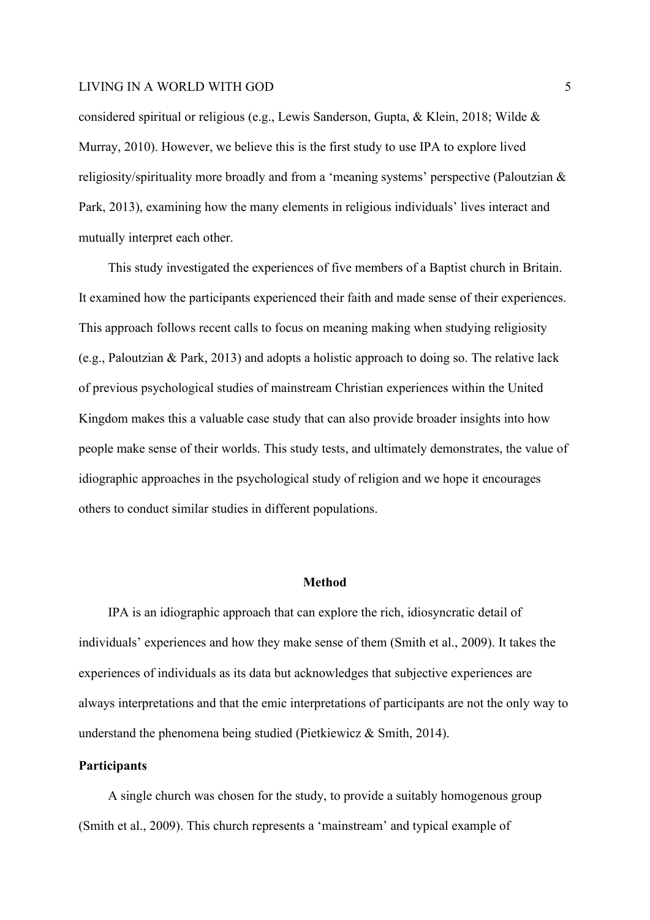considered spiritual or religious (e.g., Lewis Sanderson, Gupta, & Klein, 2018; Wilde & Murray, 2010). However, we believe this is the first study to use IPA to explore lived religiosity/spirituality more broadly and from a 'meaning systems' perspective (Paloutzian & Park, 2013), examining how the many elements in religious individuals' lives interact and mutually interpret each other.

This study investigated the experiences of five members of a Baptist church in Britain. It examined how the participants experienced their faith and made sense of their experiences. This approach follows recent calls to focus on meaning making when studying religiosity (e.g., Paloutzian & Park, 2013) and adopts a holistic approach to doing so. The relative lack of previous psychological studies of mainstream Christian experiences within the United Kingdom makes this a valuable case study that can also provide broader insights into how people make sense of their worlds. This study tests, and ultimately demonstrates, the value of idiographic approaches in the psychological study of religion and we hope it encourages others to conduct similar studies in different populations.

## Method

IPA is an idiographic approach that can explore the rich, idiosyncratic detail of individuals' experiences and how they make sense of them (Smith et al., 2009). It takes the experiences of individuals as its data but acknowledges that subjective experiences are always interpretations and that the emic interpretations of participants are not the only way to understand the phenomena being studied (Pietkiewicz & Smith, 2014).

### Participants

A single church was chosen for the study, to provide a suitably homogenous group (Smith et al., 2009). This church represents a 'mainstream' and typical example of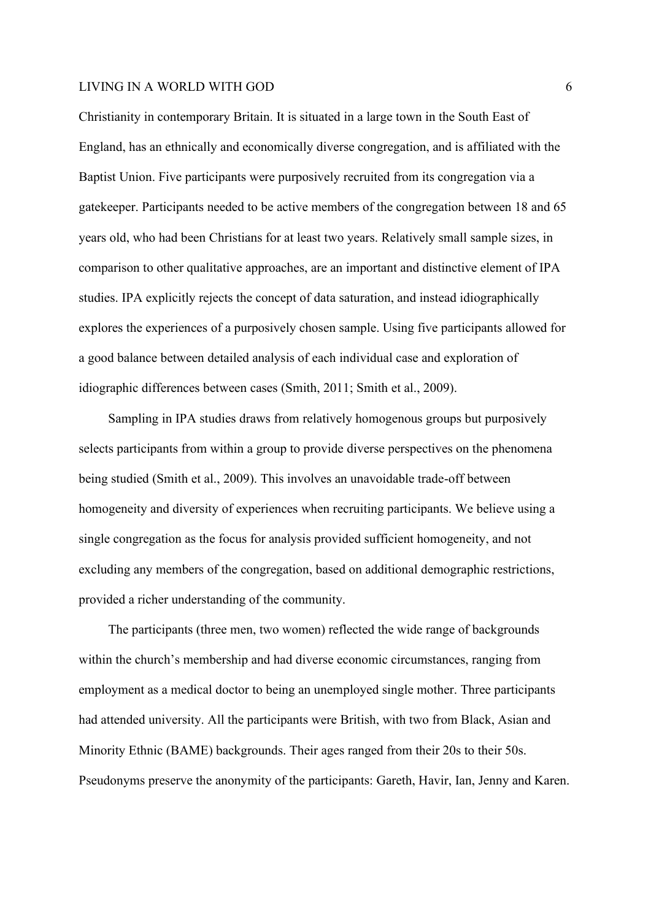Christianity in contemporary Britain. It is situated in a large town in the South East of England, has an ethnically and economically diverse congregation, and is affiliated with the Baptist Union. Five participants were purposively recruited from its congregation via a gatekeeper. Participants needed to be active members of the congregation between 18 and 65 years old, who had been Christians for at least two years. Relatively small sample sizes, in comparison to other qualitative approaches, are an important and distinctive element of IPA studies. IPA explicitly rejects the concept of data saturation, and instead idiographically explores the experiences of a purposively chosen sample. Using five participants allowed for a good balance between detailed analysis of each individual case and exploration of idiographic differences between cases (Smith, 2011; Smith et al., 2009).

Sampling in IPA studies draws from relatively homogenous groups but purposively selects participants from within a group to provide diverse perspectives on the phenomena being studied (Smith et al., 2009). This involves an unavoidable trade-off between homogeneity and diversity of experiences when recruiting participants. We believe using a single congregation as the focus for analysis provided sufficient homogeneity, and not excluding any members of the congregation, based on additional demographic restrictions, provided a richer understanding of the community.

The participants (three men, two women) reflected the wide range of backgrounds within the church's membership and had diverse economic circumstances, ranging from employment as a medical doctor to being an unemployed single mother. Three participants had attended university. All the participants were British, with two from Black, Asian and Minority Ethnic (BAME) backgrounds. Their ages ranged from their 20s to their 50s. Pseudonyms preserve the anonymity of the participants: Gareth, Havir, Ian, Jenny and Karen.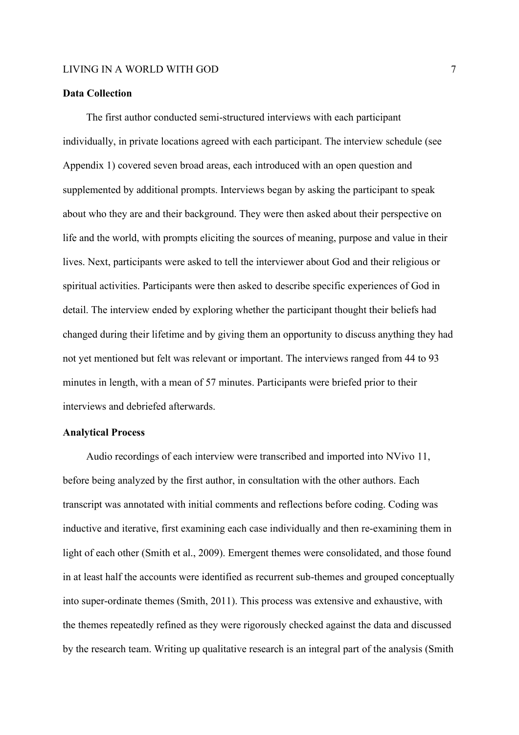**Data Collection**

The first author conducted semi-structured interviews with each participant individually, in private locations agreed with each participant. The interview schedule (see Appendix 1) covered seven broad areas, each introduced with an open question and supplemented by additional prompts. Interviews began by asking the participant to speak about who they are and their background. They were then asked about their perspective on life and the world, with prompts eliciting the sources of meaning, purpose and value in their lives. Next, participants were asked to tell the interviewer about God and their religious or spiritual activities. Participants were then asked to describe specific experiences of God in detail. The interview ended by exploring whether the participant thought their beliefs had changed during their lifetime and by giving them an opportunity to discuss anything they had not yet mentioned but felt was relevant or important. The interviews ranged from 44 to 93 minutes in length, with a mean of 57 minutes. Participants were briefed prior to their interviews and debriefed afterwards.

**Analytical Process**

Audio recordings of each interview were transcribed and imported into NVivo 11, before being analyzed by the first author, in consultation with the other authors. Each transcript was annotated with initial comments and reflections before coding. Coding was inductive and iterative, first examining each case individually and then re-examining them in light of each other (Smith et al., 2009). Emergent themes were consolidated, and those found in at least half the accounts were identified as recurrent sub-themes and grouped conceptually into super-ordinate themes (Smith, 2011). This process was extensive and exhaustive, with the themes repeatedly refined as they were rigorously checked against the data and discussed by the research team. Writing up qualitative research is an integral part of the analysis (Smith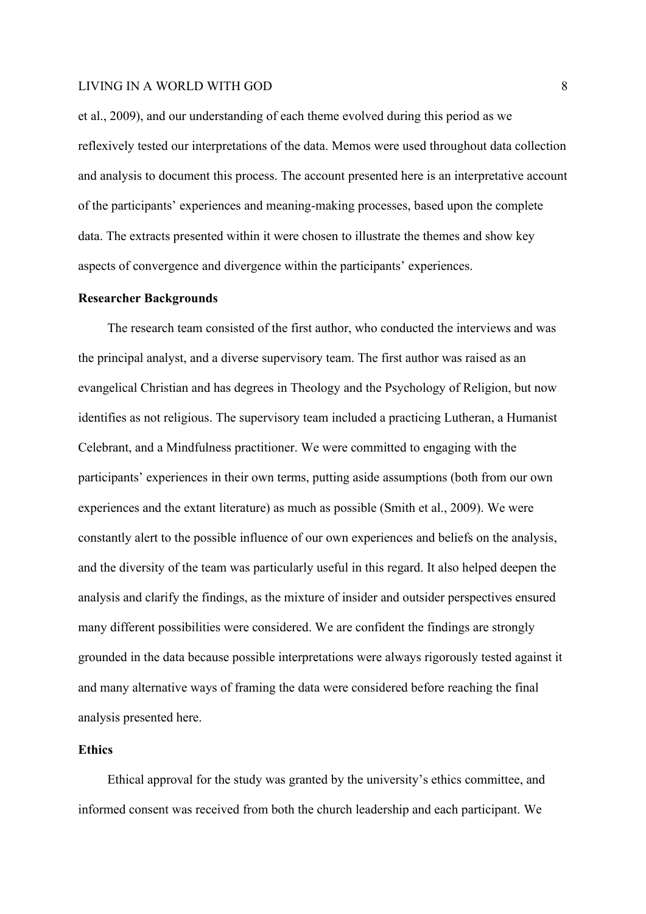et al., 2009), and our understanding of each theme evolved during this period as we reflexively tested our interpretations of the data. Memos were used throughout data collection and analysis to document this process. The account presented here is an interpretative account of the participants' experiences and meaning-making processes, based upon the complete data. The extracts presented within it were chosen to illustrate the themes and show key aspects of convergence and divergence within the participants' experiences.

## Researcher Backgrounds

The research team consisted of the first author, who conducted the interviews and was the principal analyst, and a diverse supervisory team. The first author was raised as an evangelical Christian and has degrees in Theology and the Psychology of Religion, but now identifies as not religious. The supervisory team included a practicing Lutheran, a Humanist Celebrant, and a Mindfulness practitioner. We were committed to engaging with the participants' experiences in their own terms, putting aside assumptions (both from our own experiences and the extant literature) as much as possible (Smith et al., 2009). We were constantly alert to the possible influence of our own experiences and beliefs on the analysis, and the diversity of the team was particularly useful in this regard. It also helped deepen the analysis and clarify the findings, as the mixture of insider and outsider perspectives ensured many different possibilities were considered. We are confident the findings are strongly grounded in the data because possible interpretations were always rigorously tested against it and many alternative ways of framing the data were considered before reaching the final analysis presented here.

## Ethics

Ethical approval for the study was granted by the university's ethics committee, and informed consent was received from both the church leadership and each participant. We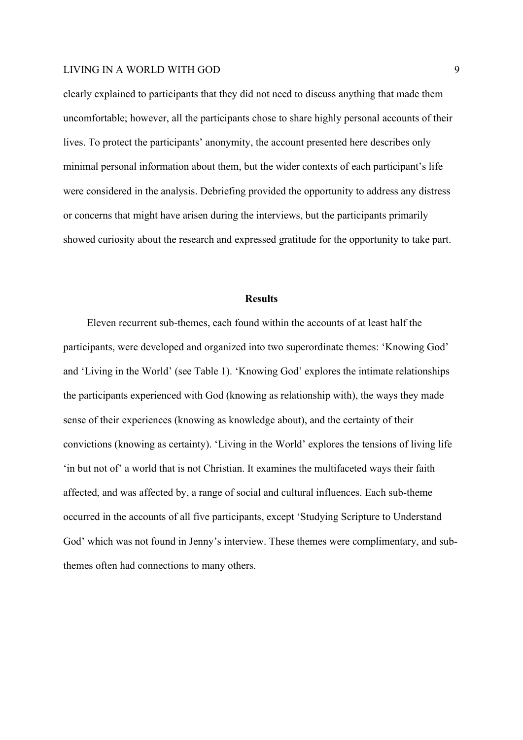clearly explained to participants that they did not need to discuss anything that made them uncomfortable; however, all the participants chose to share highly personal accounts of their lives. To protect the participants' anonymity, the account presented here describes only minimal personal information about them, but the wider contexts of each participant's life were considered in the analysis. Debriefing provided the opportunity to address any distress or concerns that might have arisen during the interviews, but the participants primarily showed curiosity about the research and expressed gratitude for the opportunity to take part.

## Results

Eleven recurrent sub-themes, each found within the accounts of at least half the participants, were developed and organized into two superordinate themes: 'Knowing God' and 'Living in the World' (see Table 1). 'Knowing God' explores the intimate relationships the participants experienced with God (knowing as relationship with), the ways they made sense of their experiences (knowing as knowledge about), and the certainty of their convictions (knowing as certainty). 'Living in the World' explores the tensions of living life 'in but not of' a world that is not Christian. It examines the multifaceted ways their faith affected, and was affected by, a range of social and cultural influences. Each sub-theme occurred in the accounts of all five participants, except 'Studying Scripture to Understand God' which was not found in Jenny's interview. These themes were complimentary, and sub-themes often had connections to many others.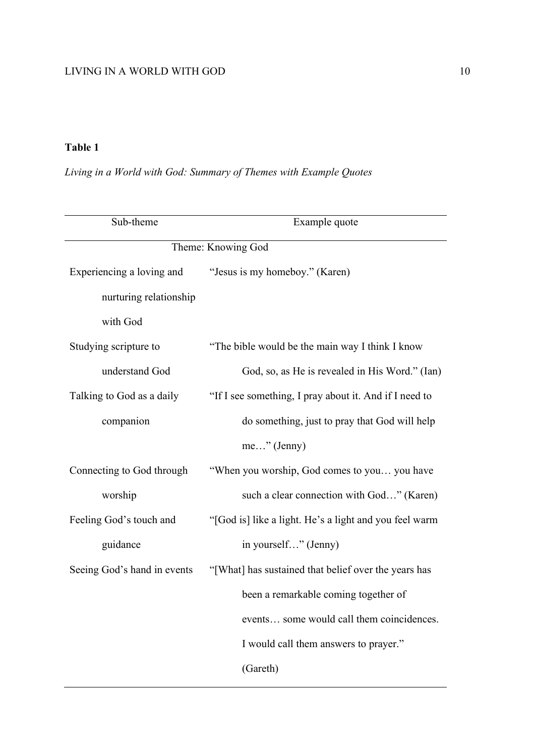**Table 1**

*Living in a World with God: Summary of Themes with Example Quotes*

| Sub-theme | Example quote |
|---|---|
| Theme: Knowing God | |
| Experiencing a loving and nurturing relationship with God | “Jesus is my homeboy.” (Karen) |
| Studying scripture to understand God | “The bible would be the main way I think I know God, so, as He is revealed in His Word.” (Ian) |
| Talking to God as a daily companion | “If I see something, I pray about it. And if I need to do something, just to pray that God will help me…” (Jenny) |
| Connecting to God through worship | “When you worship, God comes to you… you have such a clear connection with God…” (Karen) |
| Feeling God’s touch and guidance | “[God is] like a light. He’s a light and you feel warm in yourself…” (Jenny) |
| Seeing God’s hand in events | “[What] has sustained that belief over the years has been a remarkable coming together of events… some would call them coincidences. I would call them answers to prayer.” (Gareth) |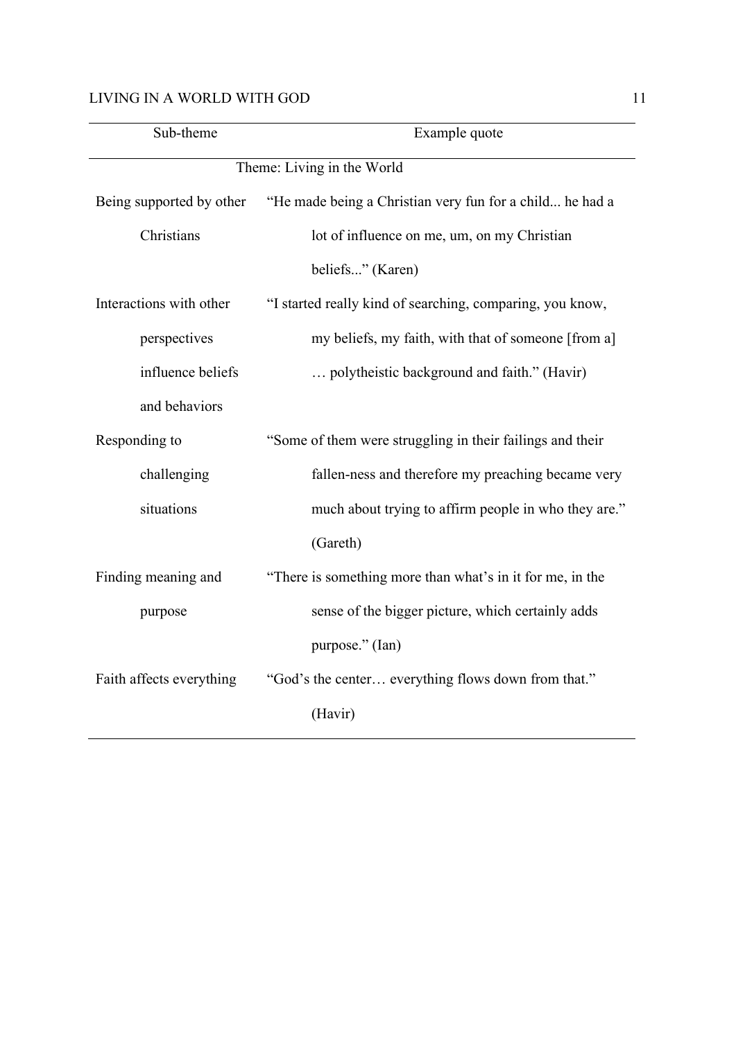| Sub-theme | Example quote |
| --- | --- |
| Theme: Living in the World | |
| Being supported by other Christians | "He made being a Christian very fun for a child... he had a lot of influence on me, um, on my Christian beliefs..." (Karen) |
| Interactions with other perspectives influence beliefs and behaviors | "I started really kind of searching, comparing, you know, my beliefs, my faith, with that of someone [from a] … polytheistic background and faith." (Havir) |
| Responding to challenging situations | "Some of them were struggling in their failings and their fallen-ness and therefore my preaching became very much about trying to affirm people in who they are." (Gareth) |
| Finding meaning and purpose | "There is something more than what's in it for me, in the sense of the bigger picture, which certainly adds purpose." (Ian) |
| Faith affects everything | "God's the center… everything flows down from that." (Havir) |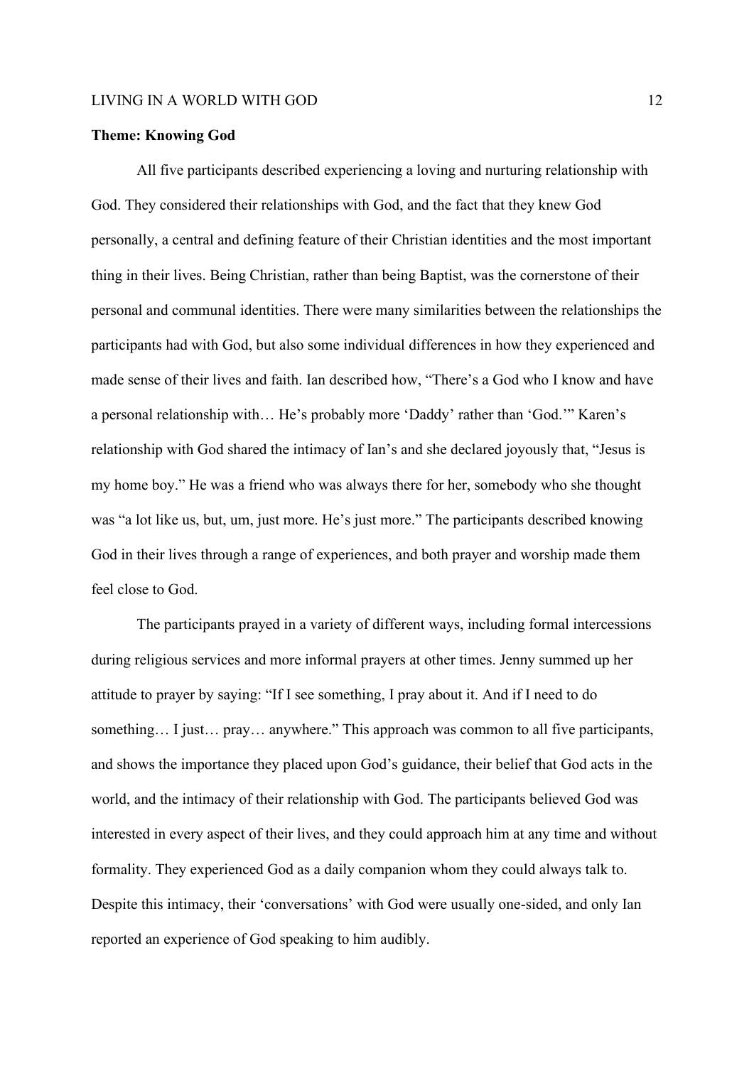**Theme: Knowing God**

All five participants described experiencing a loving and nurturing relationship with God. They considered their relationships with God, and the fact that they knew God personally, a central and defining feature of their Christian identities and the most important thing in their lives. Being Christian, rather than being Baptist, was the cornerstone of their personal and communal identities. There were many similarities between the relationships the participants had with God, but also some individual differences in how they experienced and made sense of their lives and faith. Ian described how, "There's a God who I know and have a personal relationship with… He's probably more 'Daddy' rather than 'God.'" Karen's relationship with God shared the intimacy of Ian's and she declared joyously that, "Jesus is my home boy." He was a friend who was always there for her, somebody who she thought was "a lot like us, but, um, just more. He's just more." The participants described knowing God in their lives through a range of experiences, and both prayer and worship made them feel close to God.

The participants prayed in a variety of different ways, including formal intercessions during religious services and more informal prayers at other times. Jenny summed up her attitude to prayer by saying: "If I see something, I pray about it. And if I need to do something… I just… pray… anywhere." This approach was common to all five participants, and shows the importance they placed upon God's guidance, their belief that God acts in the world, and the intimacy of their relationship with God. The participants believed God was interested in every aspect of their lives, and they could approach him at any time and without formality. They experienced God as a daily companion whom they could always talk to. Despite this intimacy, their 'conversations' with God were usually one-sided, and only Ian reported an experience of God speaking to him audibly.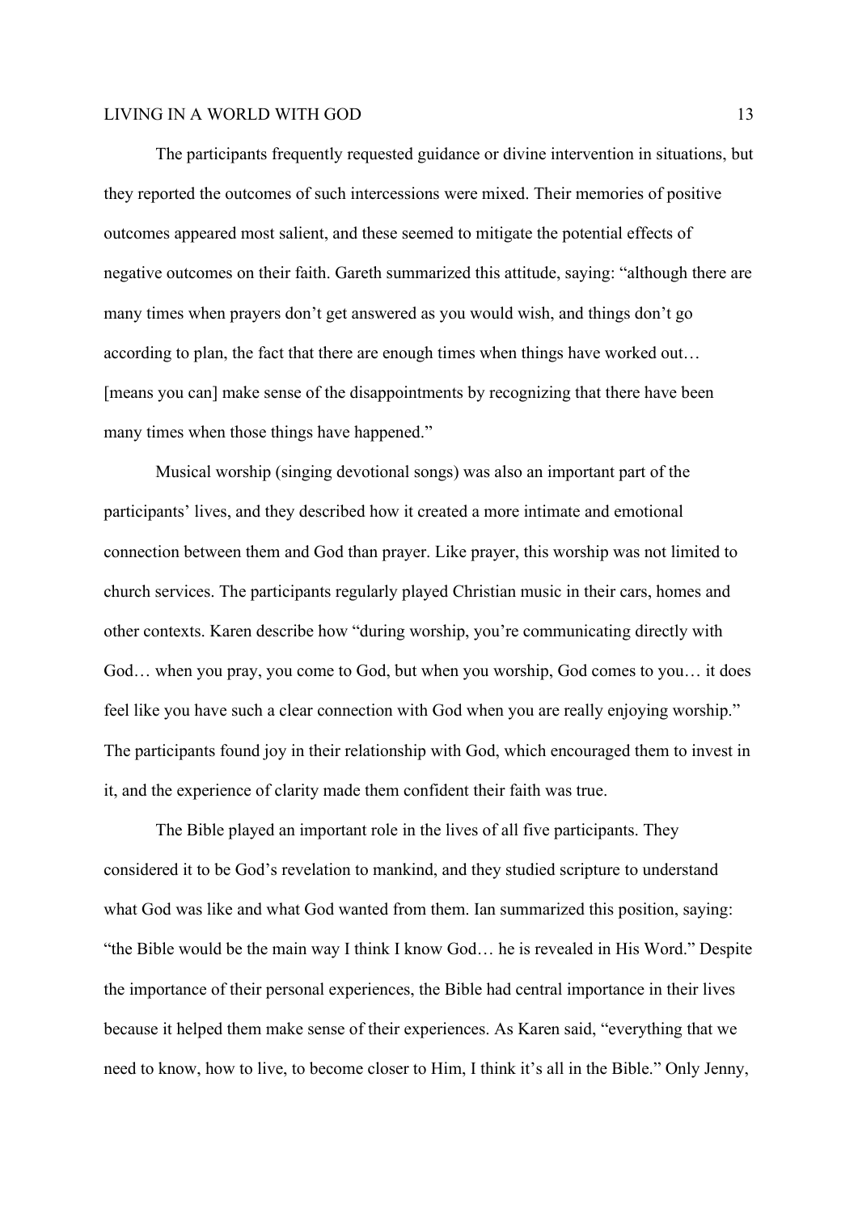The participants frequently requested guidance or divine intervention in situations, but they reported the outcomes of such intercessions were mixed. Their memories of positive outcomes appeared most salient, and these seemed to mitigate the potential effects of negative outcomes on their faith. Gareth summarized this attitude, saying: "although there are many times when prayers don't get answered as you would wish, and things don't go according to plan, the fact that there are enough times when things have worked out… [means you can] make sense of the disappointments by recognizing that there have been many times when those things have happened."

Musical worship (singing devotional songs) was also an important part of the participants' lives, and they described how it created a more intimate and emotional connection between them and God than prayer. Like prayer, this worship was not limited to church services. The participants regularly played Christian music in their cars, homes and other contexts. Karen describe how "during worship, you're communicating directly with God… when you pray, you come to God, but when you worship, God comes to you… it does feel like you have such a clear connection with God when you are really enjoying worship." The participants found joy in their relationship with God, which encouraged them to invest in it, and the experience of clarity made them confident their faith was true.

The Bible played an important role in the lives of all five participants. They considered it to be God's revelation to mankind, and they studied scripture to understand what God was like and what God wanted from them. Ian summarized this position, saying: "the Bible would be the main way I think I know God… he is revealed in His Word." Despite the importance of their personal experiences, the Bible had central importance in their lives because it helped them make sense of their experiences. As Karen said, "everything that we need to know, how to live, to become closer to Him, I think it's all in the Bible." Only Jenny,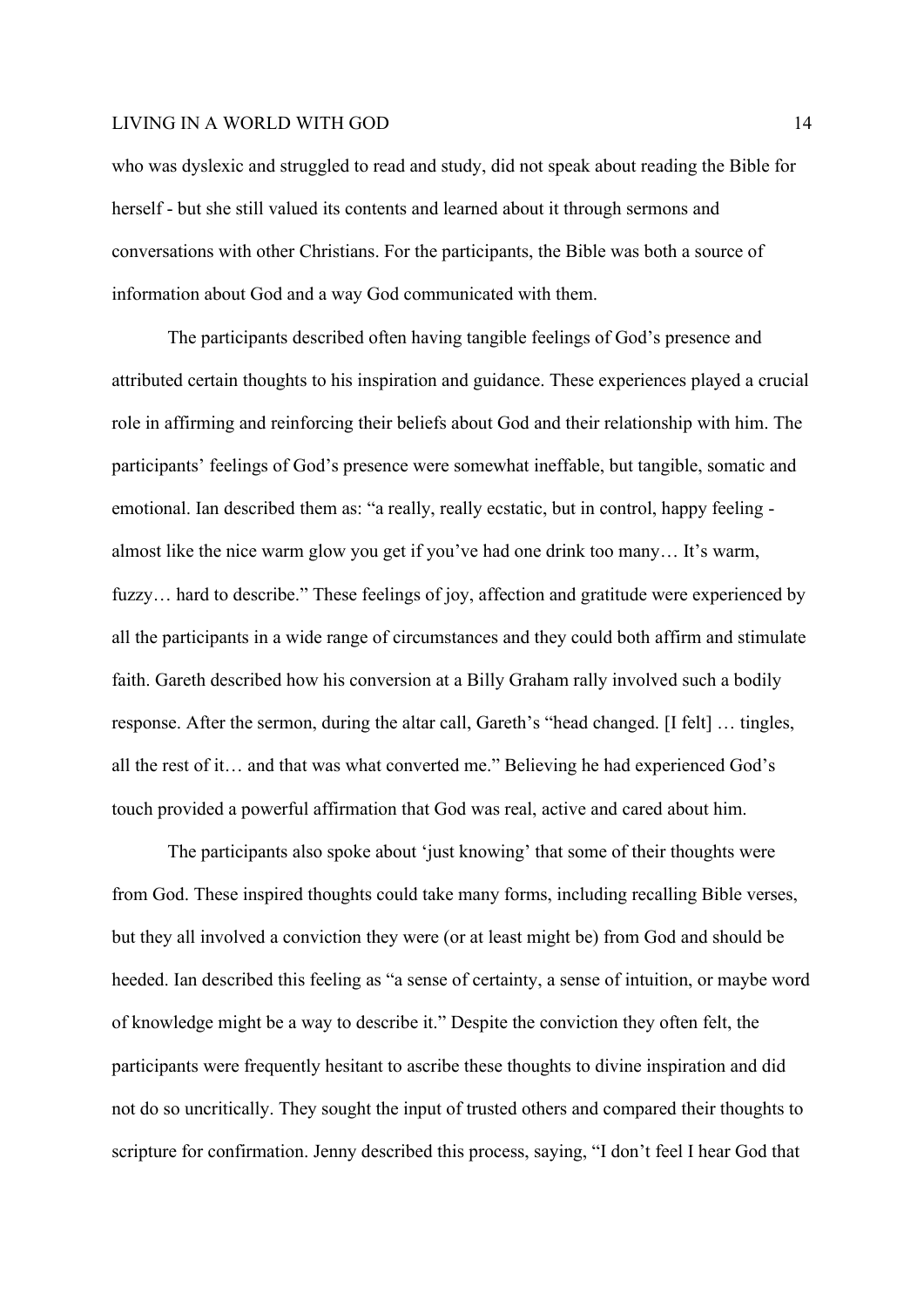who was dyslexic and struggled to read and study, did not speak about reading the Bible for herself - but she still valued its contents and learned about it through sermons and conversations with other Christians. For the participants, the Bible was both a source of information about God and a way God communicated with them.

The participants described often having tangible feelings of God's presence and attributed certain thoughts to his inspiration and guidance. These experiences played a crucial role in affirming and reinforcing their beliefs about God and their relationship with him. The participants' feelings of God's presence were somewhat ineffable, but tangible, somatic and emotional. Ian described them as: "a really, really ecstatic, but in control, happy feeling - almost like the nice warm glow you get if you've had one drink too many… It's warm, fuzzy… hard to describe." These feelings of joy, affection and gratitude were experienced by all the participants in a wide range of circumstances and they could both affirm and stimulate faith. Gareth described how his conversion at a Billy Graham rally involved such a bodily response. After the sermon, during the altar call, Gareth's "head changed. [I felt] … tingles, all the rest of it… and that was what converted me." Believing he had experienced God's touch provided a powerful affirmation that God was real, active and cared about him.

The participants also spoke about 'just knowing' that some of their thoughts were from God. These inspired thoughts could take many forms, including recalling Bible verses, but they all involved a conviction they were (or at least might be) from God and should be heeded. Ian described this feeling as "a sense of certainty, a sense of intuition, or maybe word of knowledge might be a way to describe it." Despite the conviction they often felt, the participants were frequently hesitant to ascribe these thoughts to divine inspiration and did not do so uncritically. They sought the input of trusted others and compared their thoughts to scripture for confirmation. Jenny described this process, saying, "I don't feel I hear God that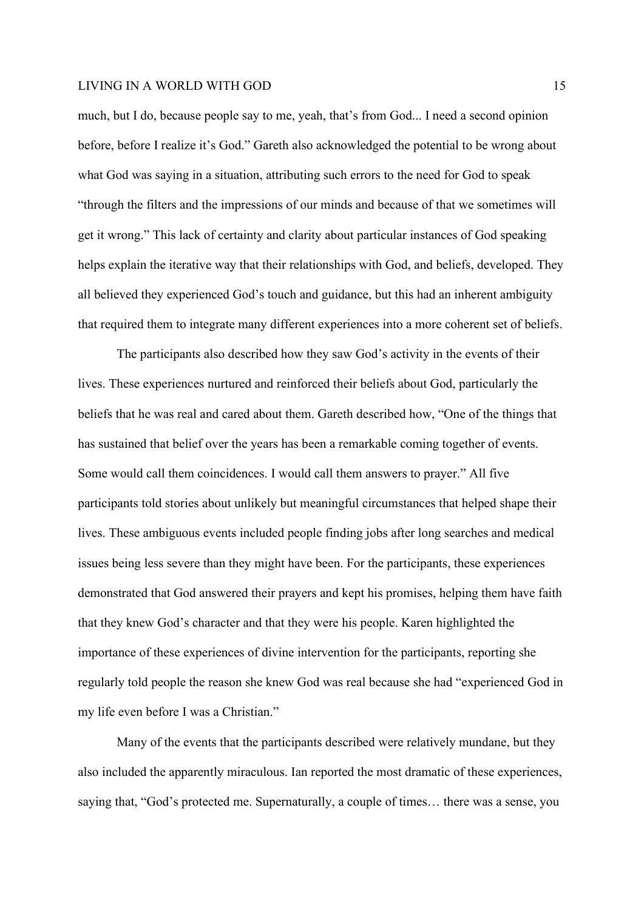much, but I do, because people say to me, yeah, that's from God... I need a second opinion before, before I realize it's God." Gareth also acknowledged the potential to be wrong about what God was saying in a situation, attributing such errors to the need for God to speak "through the filters and the impressions of our minds and because of that we sometimes will get it wrong." This lack of certainty and clarity about particular instances of God speaking helps explain the iterative way that their relationships with God, and beliefs, developed. They all believed they experienced God's touch and guidance, but this had an inherent ambiguity that required them to integrate many different experiences into a more coherent set of beliefs.

The participants also described how they saw God's activity in the events of their lives. These experiences nurtured and reinforced their beliefs about God, particularly the beliefs that he was real and cared about them. Gareth described how, "One of the things that has sustained that belief over the years has been a remarkable coming together of events. Some would call them coincidences. I would call them answers to prayer." All five participants told stories about unlikely but meaningful circumstances that helped shape their lives. These ambiguous events included people finding jobs after long searches and medical issues being less severe than they might have been. For the participants, these experiences demonstrated that God answered their prayers and kept his promises, helping them have faith that they knew God's character and that they were his people. Karen highlighted the importance of these experiences of divine intervention for the participants, reporting she regularly told people the reason she knew God was real because she had "experienced God in my life even before I was a Christian."

Many of the events that the participants described were relatively mundane, but they also included the apparently miraculous. Ian reported the most dramatic of these experiences, saying that, "God's protected me. Supernaturally, a couple of times… there was a sense, you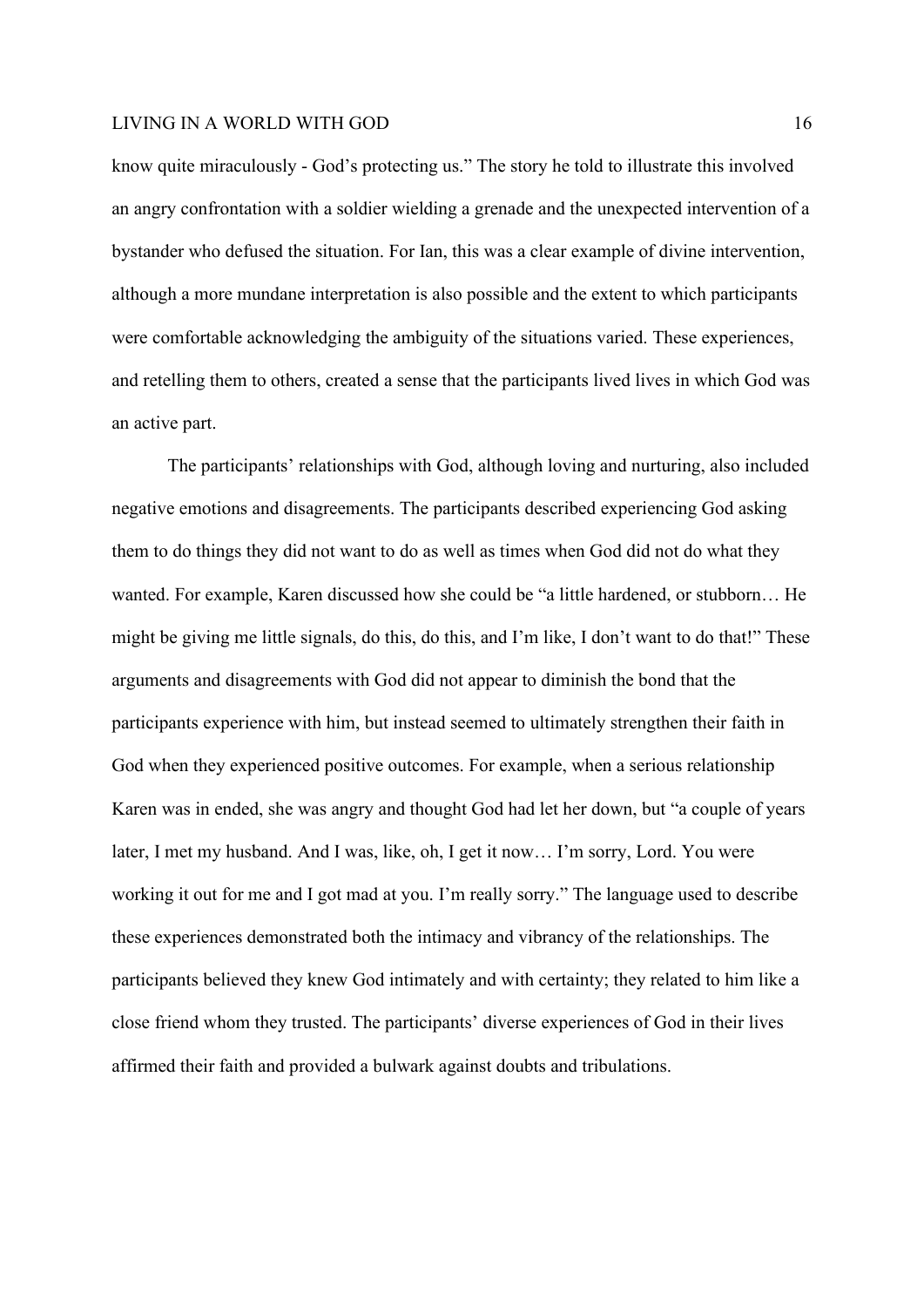know quite miraculously - God's protecting us." The story he told to illustrate this involved an angry confrontation with a soldier wielding a grenade and the unexpected intervention of a bystander who defused the situation. For Ian, this was a clear example of divine intervention, although a more mundane interpretation is also possible and the extent to which participants were comfortable acknowledging the ambiguity of the situations varied. These experiences, and retelling them to others, created a sense that the participants lived lives in which God was an active part.

The participants' relationships with God, although loving and nurturing, also included negative emotions and disagreements. The participants described experiencing God asking them to do things they did not want to do as well as times when God did not do what they wanted. For example, Karen discussed how she could be "a little hardened, or stubborn… He might be giving me little signals, do this, do this, and I'm like, I don't want to do that!" These arguments and disagreements with God did not appear to diminish the bond that the participants experience with him, but instead seemed to ultimately strengthen their faith in God when they experienced positive outcomes. For example, when a serious relationship Karen was in ended, she was angry and thought God had let her down, but "a couple of years later, I met my husband. And I was, like, oh, I get it now… I'm sorry, Lord. You were working it out for me and I got mad at you. I'm really sorry." The language used to describe these experiences demonstrated both the intimacy and vibrancy of the relationships. The participants believed they knew God intimately and with certainty; they related to him like a close friend whom they trusted. The participants' diverse experiences of God in their lives affirmed their faith and provided a bulwark against doubts and tribulations.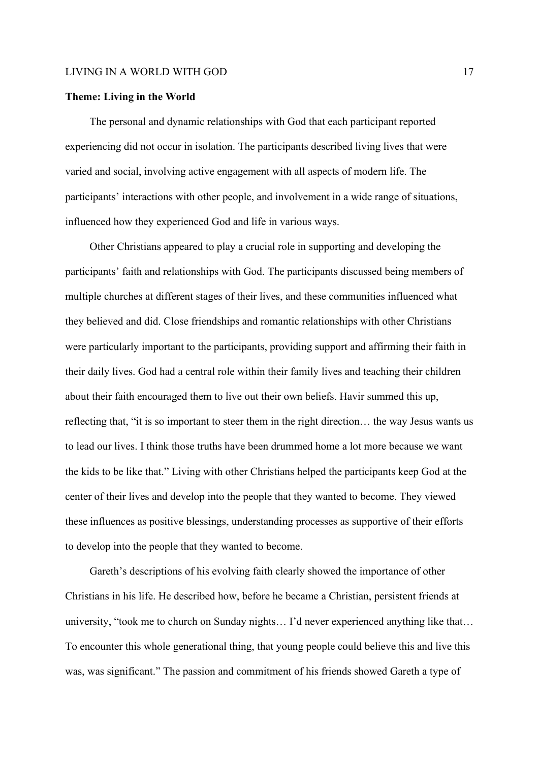**Theme: Living in the World**

The personal and dynamic relationships with God that each participant reported experiencing did not occur in isolation. The participants described living lives that were varied and social, involving active engagement with all aspects of modern life. The participants' interactions with other people, and involvement in a wide range of situations, influenced how they experienced God and life in various ways.

Other Christians appeared to play a crucial role in supporting and developing the participants' faith and relationships with God. The participants discussed being members of multiple churches at different stages of their lives, and these communities influenced what they believed and did. Close friendships and romantic relationships with other Christians were particularly important to the participants, providing support and affirming their faith in their daily lives. God had a central role within their family lives and teaching their children about their faith encouraged them to live out their own beliefs. Havir summed this up, reflecting that, "it is so important to steer them in the right direction… the way Jesus wants us to lead our lives. I think those truths have been drummed home a lot more because we want the kids to be like that." Living with other Christians helped the participants keep God at the center of their lives and develop into the people that they wanted to become. They viewed these influences as positive blessings, understanding processes as supportive of their efforts to develop into the people that they wanted to become.

Gareth's descriptions of his evolving faith clearly showed the importance of other Christians in his life. He described how, before he became a Christian, persistent friends at university, "took me to church on Sunday nights… I'd never experienced anything like that… To encounter this whole generational thing, that young people could believe this and live this was, was significant." The passion and commitment of his friends showed Gareth a type of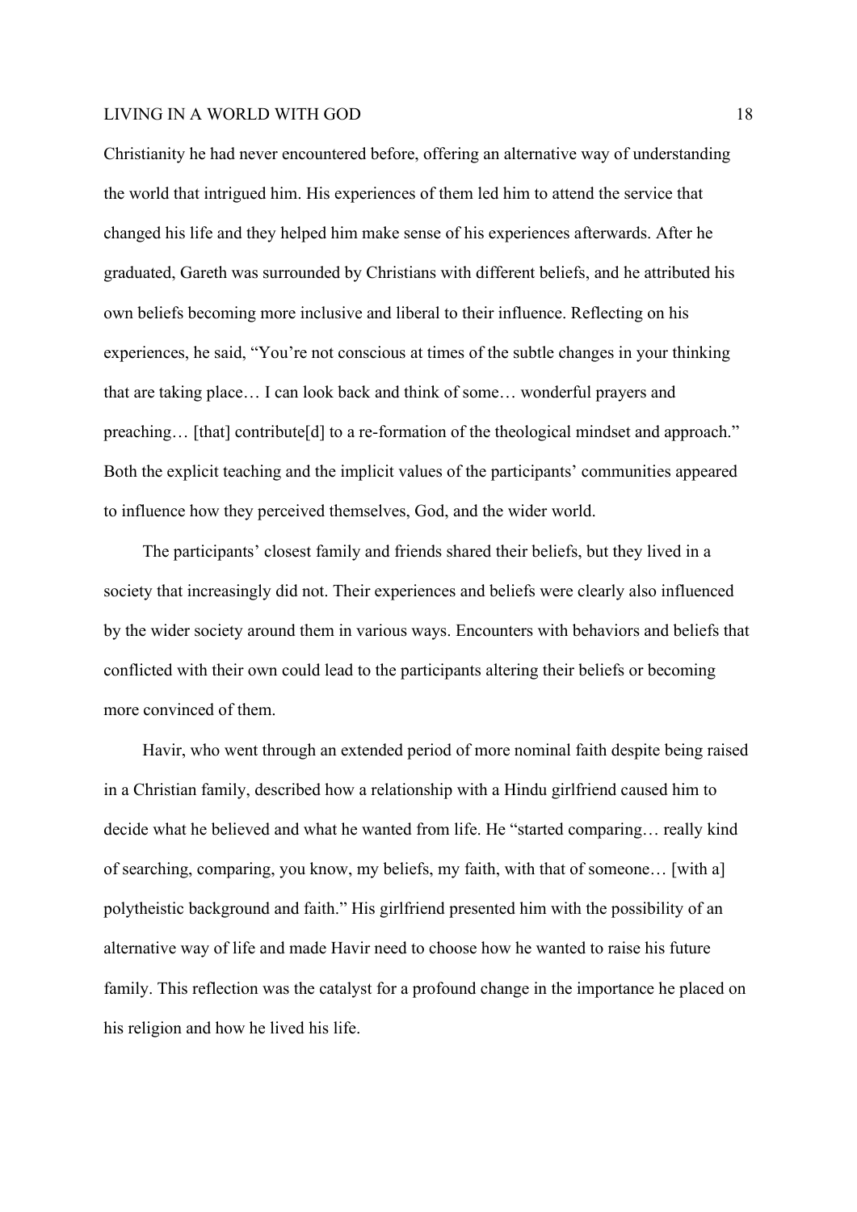Christianity he had never encountered before, offering an alternative way of understanding the world that intrigued him. His experiences of them led him to attend the service that changed his life and they helped him make sense of his experiences afterwards. After he graduated, Gareth was surrounded by Christians with different beliefs, and he attributed his own beliefs becoming more inclusive and liberal to their influence. Reflecting on his experiences, he said, "You're not conscious at times of the subtle changes in your thinking that are taking place… I can look back and think of some… wonderful prayers and preaching… [that] contribute[d] to a re-formation of the theological mindset and approach." Both the explicit teaching and the implicit values of the participants' communities appeared to influence how they perceived themselves, God, and the wider world.

The participants' closest family and friends shared their beliefs, but they lived in a society that increasingly did not. Their experiences and beliefs were clearly also influenced by the wider society around them in various ways. Encounters with behaviors and beliefs that conflicted with their own could lead to the participants altering their beliefs or becoming more convinced of them.

Havir, who went through an extended period of more nominal faith despite being raised in a Christian family, described how a relationship with a Hindu girlfriend caused him to decide what he believed and what he wanted from life. He "started comparing… really kind of searching, comparing, you know, my beliefs, my faith, with that of someone… [with a] polytheistic background and faith." His girlfriend presented him with the possibility of an alternative way of life and made Havir need to choose how he wanted to raise his future family. This reflection was the catalyst for a profound change in the importance he placed on his religion and how he lived his life.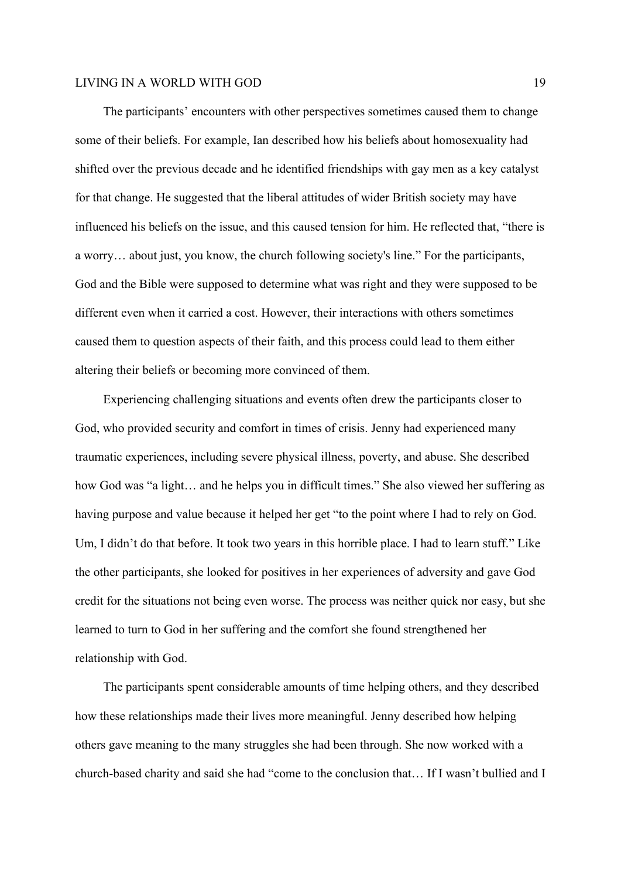The participants' encounters with other perspectives sometimes caused them to change some of their beliefs. For example, Ian described how his beliefs about homosexuality had shifted over the previous decade and he identified friendships with gay men as a key catalyst for that change. He suggested that the liberal attitudes of wider British society may have influenced his beliefs on the issue, and this caused tension for him. He reflected that, "there is a worry… about just, you know, the church following society's line." For the participants, God and the Bible were supposed to determine what was right and they were supposed to be different even when it carried a cost. However, their interactions with others sometimes caused them to question aspects of their faith, and this process could lead to them either altering their beliefs or becoming more convinced of them.

Experiencing challenging situations and events often drew the participants closer to God, who provided security and comfort in times of crisis. Jenny had experienced many traumatic experiences, including severe physical illness, poverty, and abuse. She described how God was "a light… and he helps you in difficult times." She also viewed her suffering as having purpose and value because it helped her get "to the point where I had to rely on God. Um, I didn't do that before. It took two years in this horrible place. I had to learn stuff." Like the other participants, she looked for positives in her experiences of adversity and gave God credit for the situations not being even worse. The process was neither quick nor easy, but she learned to turn to God in her suffering and the comfort she found strengthened her relationship with God.

The participants spent considerable amounts of time helping others, and they described how these relationships made their lives more meaningful. Jenny described how helping others gave meaning to the many struggles she had been through. She now worked with a church-based charity and said she had "come to the conclusion that… If I wasn't bullied and I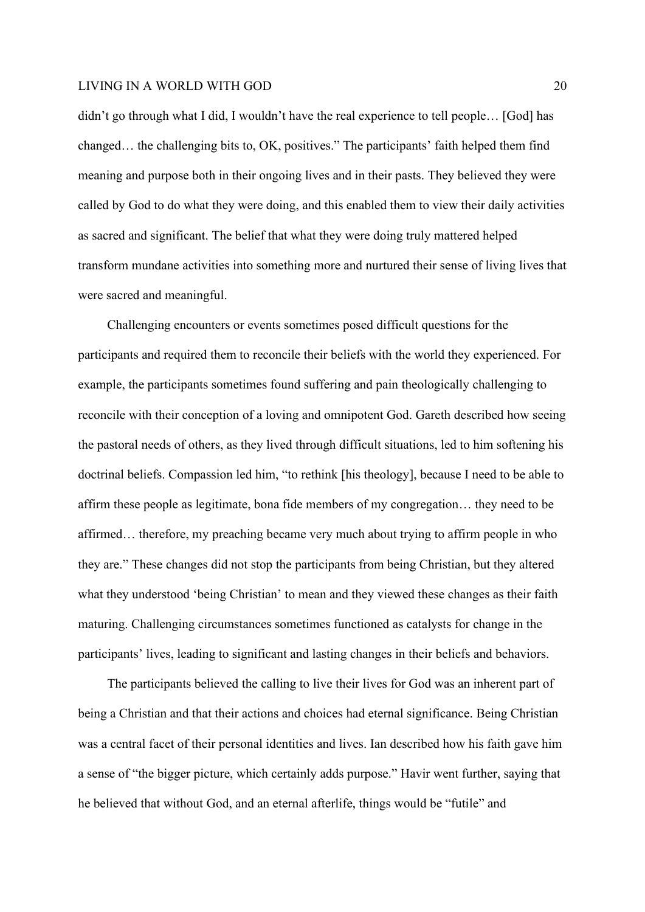didn't go through what I did, I wouldn't have the real experience to tell people… [God] has changed… the challenging bits to, OK, positives." The participants' faith helped them find meaning and purpose both in their ongoing lives and in their pasts. They believed they were called by God to do what they were doing, and this enabled them to view their daily activities as sacred and significant. The belief that what they were doing truly mattered helped transform mundane activities into something more and nurtured their sense of living lives that were sacred and meaningful.

Challenging encounters or events sometimes posed difficult questions for the participants and required them to reconcile their beliefs with the world they experienced. For example, the participants sometimes found suffering and pain theologically challenging to reconcile with their conception of a loving and omnipotent God. Gareth described how seeing the pastoral needs of others, as they lived through difficult situations, led to him softening his doctrinal beliefs. Compassion led him, "to rethink [his theology], because I need to be able to affirm these people as legitimate, bona fide members of my congregation… they need to be affirmed… therefore, my preaching became very much about trying to affirm people in who they are." These changes did not stop the participants from being Christian, but they altered what they understood 'being Christian' to mean and they viewed these changes as their faith maturing. Challenging circumstances sometimes functioned as catalysts for change in the participants' lives, leading to significant and lasting changes in their beliefs and behaviors.

The participants believed the calling to live their lives for God was an inherent part of being a Christian and that their actions and choices had eternal significance. Being Christian was a central facet of their personal identities and lives. Ian described how his faith gave him a sense of "the bigger picture, which certainly adds purpose." Havir went further, saying that he believed that without God, and an eternal afterlife, things would be "futile" and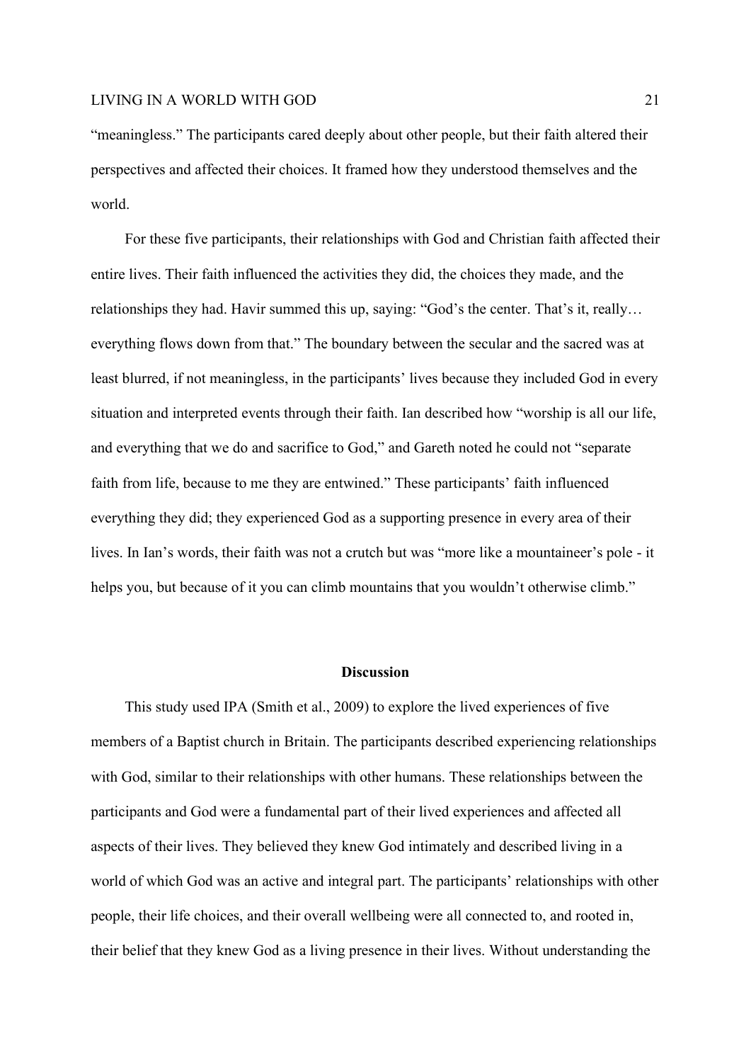"meaningless." The participants cared deeply about other people, but their faith altered their perspectives and affected their choices. It framed how they understood themselves and the world.

For these five participants, their relationships with God and Christian faith affected their entire lives. Their faith influenced the activities they did, the choices they made, and the relationships they had. Havir summed this up, saying: "God's the center. That's it, really… everything flows down from that." The boundary between the secular and the sacred was at least blurred, if not meaningless, in the participants' lives because they included God in every situation and interpreted events through their faith. Ian described how "worship is all our life, and everything that we do and sacrifice to God," and Gareth noted he could not "separate faith from life, because to me they are entwined." These participants' faith influenced everything they did; they experienced God as a supporting presence in every area of their lives. In Ian's words, their faith was not a crutch but was "more like a mountaineer's pole - it helps you, but because of it you can climb mountains that you wouldn't otherwise climb."

## Discussion

This study used IPA (Smith et al., 2009) to explore the lived experiences of five members of a Baptist church in Britain. The participants described experiencing relationships with God, similar to their relationships with other humans. These relationships between the participants and God were a fundamental part of their lived experiences and affected all aspects of their lives. They believed they knew God intimately and described living in a world of which God was an active and integral part. The participants' relationships with other people, their life choices, and their overall wellbeing were all connected to, and rooted in, their belief that they knew God as a living presence in their lives. Without understanding the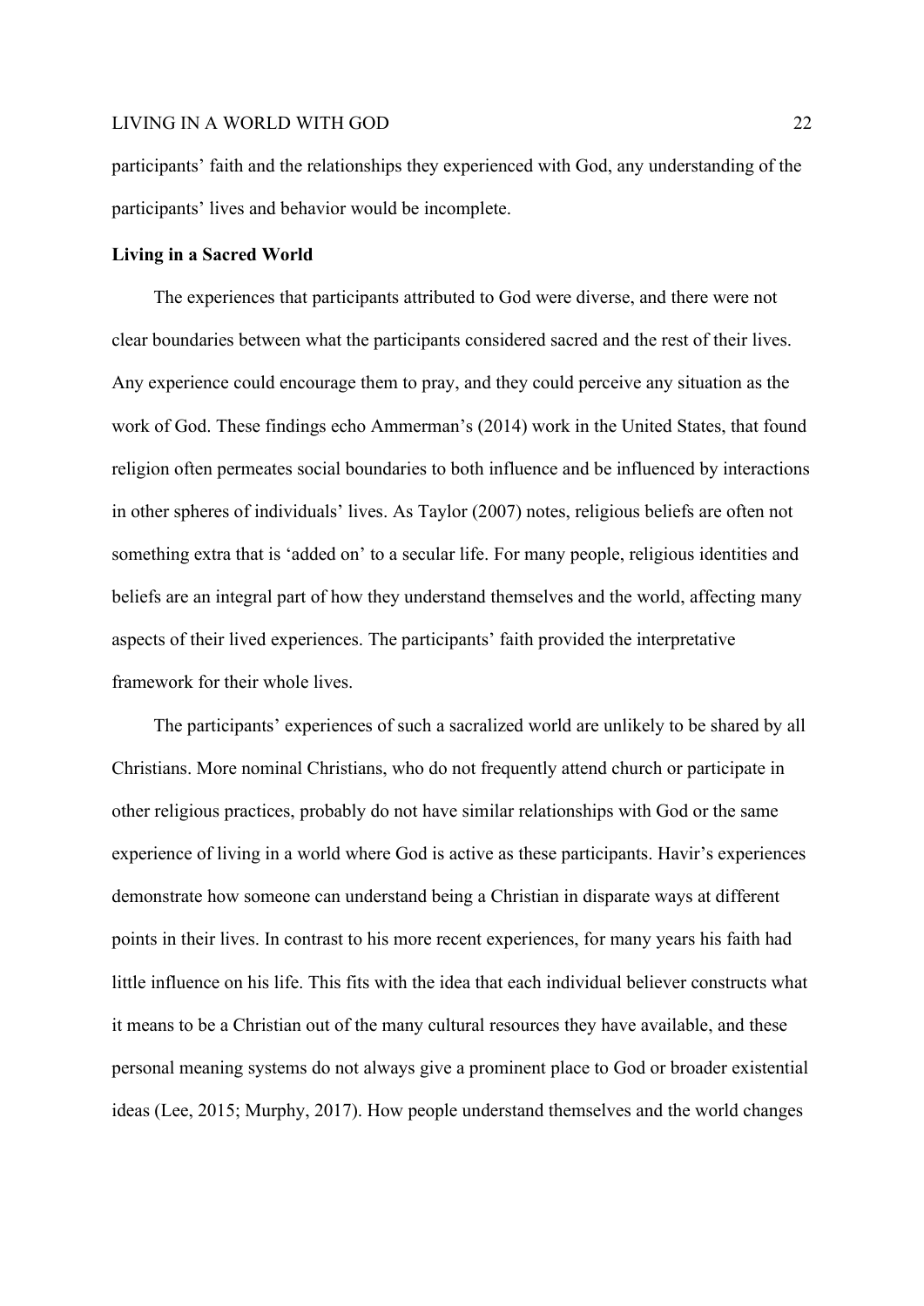participants' faith and the relationships they experienced with God, any understanding of the participants' lives and behavior would be incomplete.

### Living in a Sacred World

The experiences that participants attributed to God were diverse, and there were not clear boundaries between what the participants considered sacred and the rest of their lives. Any experience could encourage them to pray, and they could perceive any situation as the work of God. These findings echo Ammerman's (2014) work in the United States, that found religion often permeates social boundaries to both influence and be influenced by interactions in other spheres of individuals' lives. As Taylor (2007) notes, religious beliefs are often not something extra that is 'added on' to a secular life. For many people, religious identities and beliefs are an integral part of how they understand themselves and the world, affecting many aspects of their lived experiences. The participants' faith provided the interpretative framework for their whole lives.

The participants' experiences of such a sacralized world are unlikely to be shared by all Christians. More nominal Christians, who do not frequently attend church or participate in other religious practices, probably do not have similar relationships with God or the same experience of living in a world where God is active as these participants. Havir's experiences demonstrate how someone can understand being a Christian in disparate ways at different points in their lives. In contrast to his more recent experiences, for many years his faith had little influence on his life. This fits with the idea that each individual believer constructs what it means to be a Christian out of the many cultural resources they have available, and these personal meaning systems do not always give a prominent place to God or broader existential ideas (Lee, 2015; Murphy, 2017). How people understand themselves and the world changes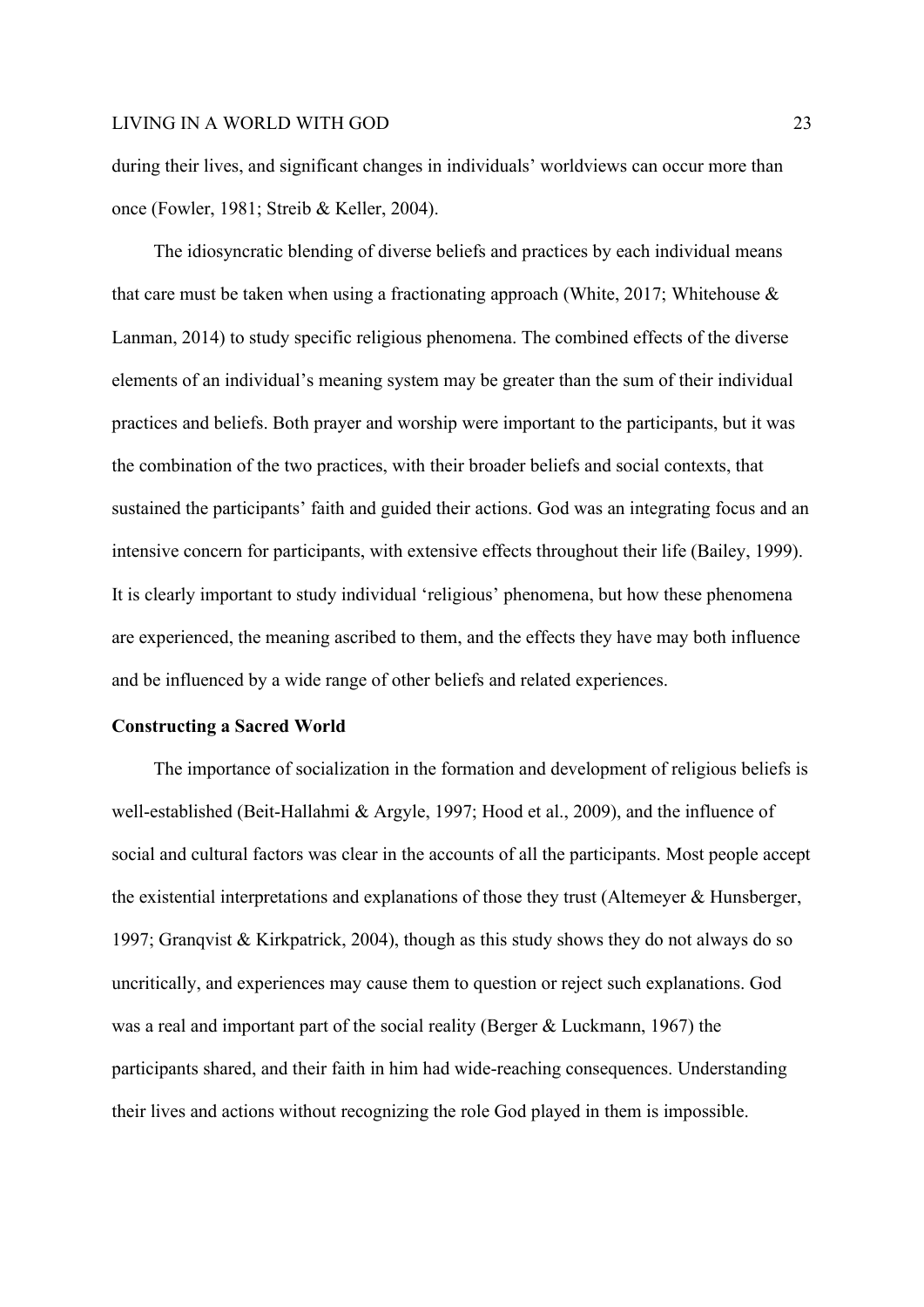during their lives, and significant changes in individuals' worldviews can occur more than once (Fowler, 1981; Streib & Keller, 2004).

The idiosyncratic blending of diverse beliefs and practices by each individual means that care must be taken when using a fractionating approach (White, 2017; Whitehouse & Lanman, 2014) to study specific religious phenomena. The combined effects of the diverse elements of an individual's meaning system may be greater than the sum of their individual practices and beliefs. Both prayer and worship were important to the participants, but it was the combination of the two practices, with their broader beliefs and social contexts, that sustained the participants' faith and guided their actions. God was an integrating focus and an intensive concern for participants, with extensive effects throughout their life (Bailey, 1999). It is clearly important to study individual 'religious' phenomena, but how these phenomena are experienced, the meaning ascribed to them, and the effects they have may both influence and be influenced by a wide range of other beliefs and related experiences.

**Constructing a Sacred World**

The importance of socialization in the formation and development of religious beliefs is well-established (Beit-Hallahmi & Argyle, 1997; Hood et al., 2009), and the influence of social and cultural factors was clear in the accounts of all the participants. Most people accept the existential interpretations and explanations of those they trust (Altemeyer & Hunsberger, 1997; Granqvist & Kirkpatrick, 2004), though as this study shows they do not always do so uncritically, and experiences may cause them to question or reject such explanations. God was a real and important part of the social reality (Berger & Luckmann, 1967) the participants shared, and their faith in him had wide-reaching consequences. Understanding their lives and actions without recognizing the role God played in them is impossible.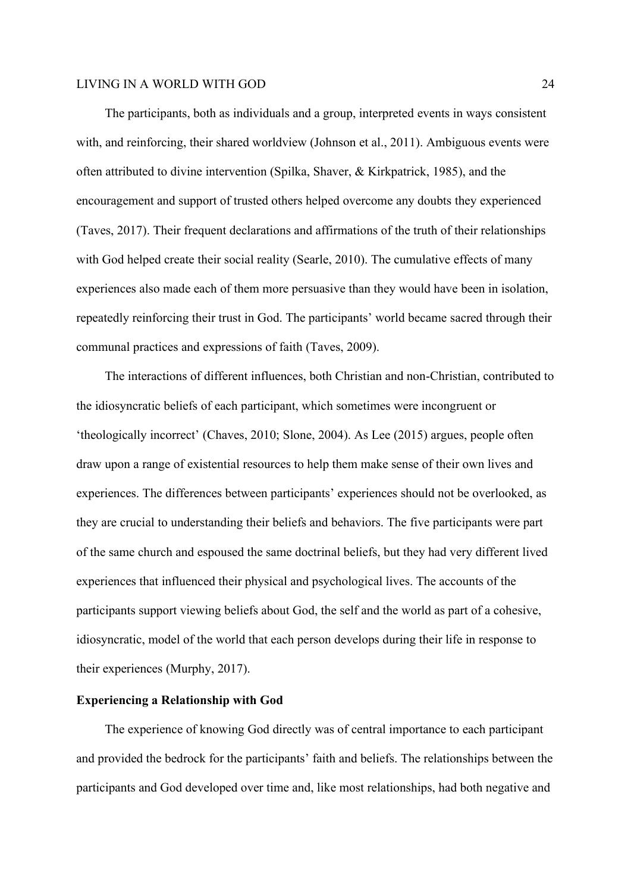The participants, both as individuals and a group, interpreted events in ways consistent with, and reinforcing, their shared worldview (Johnson et al., 2011). Ambiguous events were often attributed to divine intervention (Spilka, Shaver, & Kirkpatrick, 1985), and the encouragement and support of trusted others helped overcome any doubts they experienced (Taves, 2017). Their frequent declarations and affirmations of the truth of their relationships with God helped create their social reality (Searle, 2010). The cumulative effects of many experiences also made each of them more persuasive than they would have been in isolation, repeatedly reinforcing their trust in God. The participants' world became sacred through their communal practices and expressions of faith (Taves, 2009).

The interactions of different influences, both Christian and non-Christian, contributed to the idiosyncratic beliefs of each participant, which sometimes were incongruent or 'theologically incorrect' (Chaves, 2010; Slone, 2004). As Lee (2015) argues, people often draw upon a range of existential resources to help them make sense of their own lives and experiences. The differences between participants' experiences should not be overlooked, as they are crucial to understanding their beliefs and behaviors. The five participants were part of the same church and espoused the same doctrinal beliefs, but they had very different lived experiences that influenced their physical and psychological lives. The accounts of the participants support viewing beliefs about God, the self and the world as part of a cohesive, idiosyncratic, model of the world that each person develops during their life in response to their experiences (Murphy, 2017).

**Experiencing a Relationship with God**

The experience of knowing God directly was of central importance to each participant and provided the bedrock for the participants' faith and beliefs. The relationships between the participants and God developed over time and, like most relationships, had both negative and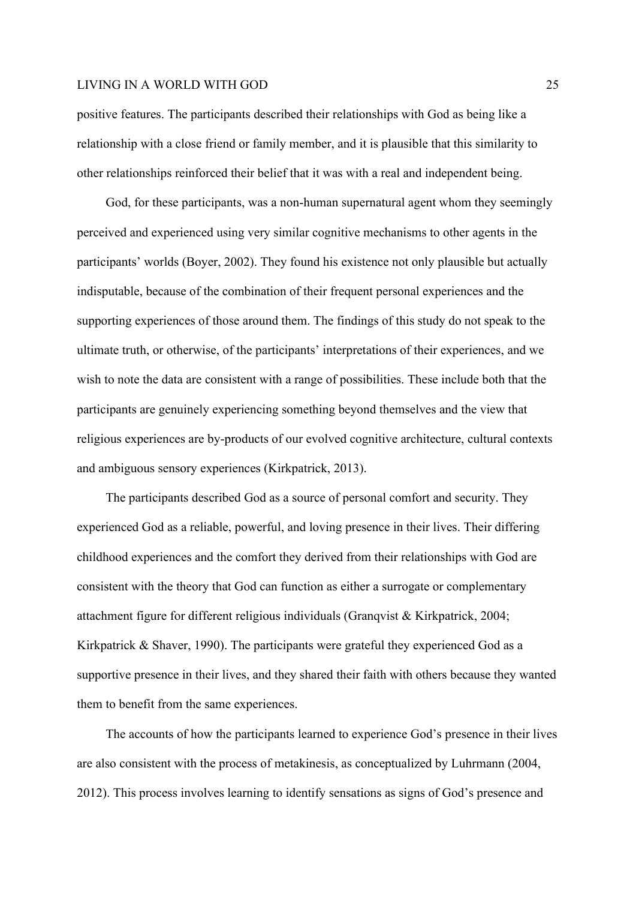positive features. The participants described their relationships with God as being like a relationship with a close friend or family member, and it is plausible that this similarity to other relationships reinforced their belief that it was with a real and independent being.

God, for these participants, was a non-human supernatural agent whom they seemingly perceived and experienced using very similar cognitive mechanisms to other agents in the participants' worlds (Boyer, 2002). They found his existence not only plausible but actually indisputable, because of the combination of their frequent personal experiences and the supporting experiences of those around them. The findings of this study do not speak to the ultimate truth, or otherwise, of the participants' interpretations of their experiences, and we wish to note the data are consistent with a range of possibilities. These include both that the participants are genuinely experiencing something beyond themselves and the view that religious experiences are by-products of our evolved cognitive architecture, cultural contexts and ambiguous sensory experiences (Kirkpatrick, 2013).

The participants described God as a source of personal comfort and security. They experienced God as a reliable, powerful, and loving presence in their lives. Their differing childhood experiences and the comfort they derived from their relationships with God are consistent with the theory that God can function as either a surrogate or complementary attachment figure for different religious individuals (Granqvist & Kirkpatrick, 2004; Kirkpatrick & Shaver, 1990). The participants were grateful they experienced God as a supportive presence in their lives, and they shared their faith with others because they wanted them to benefit from the same experiences.

The accounts of how the participants learned to experience God's presence in their lives are also consistent with the process of metakinesis, as conceptualized by Luhrmann (2004, 2012). This process involves learning to identify sensations as signs of God's presence and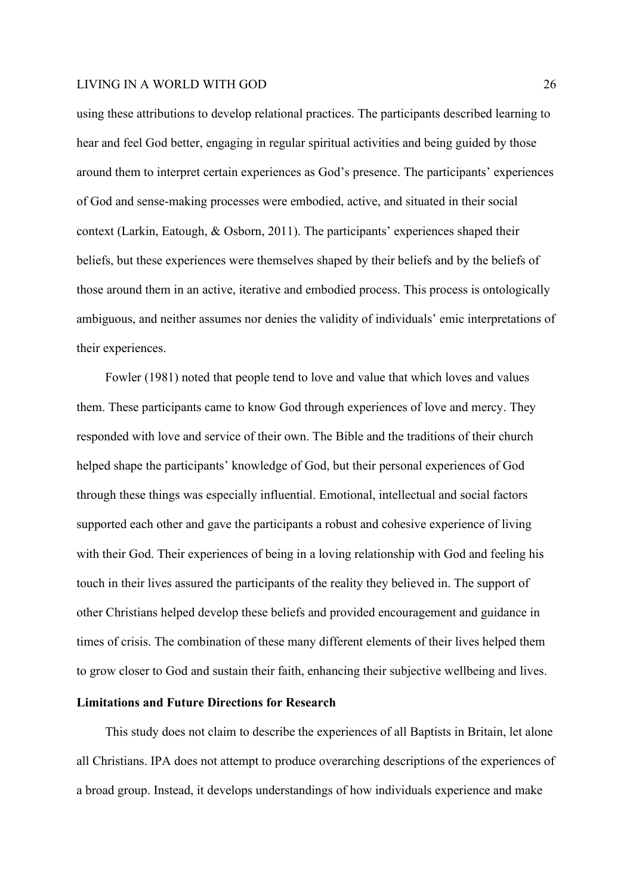using these attributions to develop relational practices. The participants described learning to hear and feel God better, engaging in regular spiritual activities and being guided by those around them to interpret certain experiences as God's presence. The participants' experiences of God and sense-making processes were embodied, active, and situated in their social context (Larkin, Eatough, & Osborn, 2011). The participants' experiences shaped their beliefs, but these experiences were themselves shaped by their beliefs and by the beliefs of those around them in an active, iterative and embodied process. This process is ontologically ambiguous, and neither assumes nor denies the validity of individuals' emic interpretations of their experiences.

Fowler (1981) noted that people tend to love and value that which loves and values them. These participants came to know God through experiences of love and mercy. They responded with love and service of their own. The Bible and the traditions of their church helped shape the participants' knowledge of God, but their personal experiences of God through these things was especially influential. Emotional, intellectual and social factors supported each other and gave the participants a robust and cohesive experience of living with their God. Their experiences of being in a loving relationship with God and feeling his touch in their lives assured the participants of the reality they believed in. The support of other Christians helped develop these beliefs and provided encouragement and guidance in times of crisis. The combination of these many different elements of their lives helped them to grow closer to God and sustain their faith, enhancing their subjective wellbeing and lives.

**Limitations and Future Directions for Research**

This study does not claim to describe the experiences of all Baptists in Britain, let alone all Christians. IPA does not attempt to produce overarching descriptions of the experiences of a broad group. Instead, it develops understandings of how individuals experience and make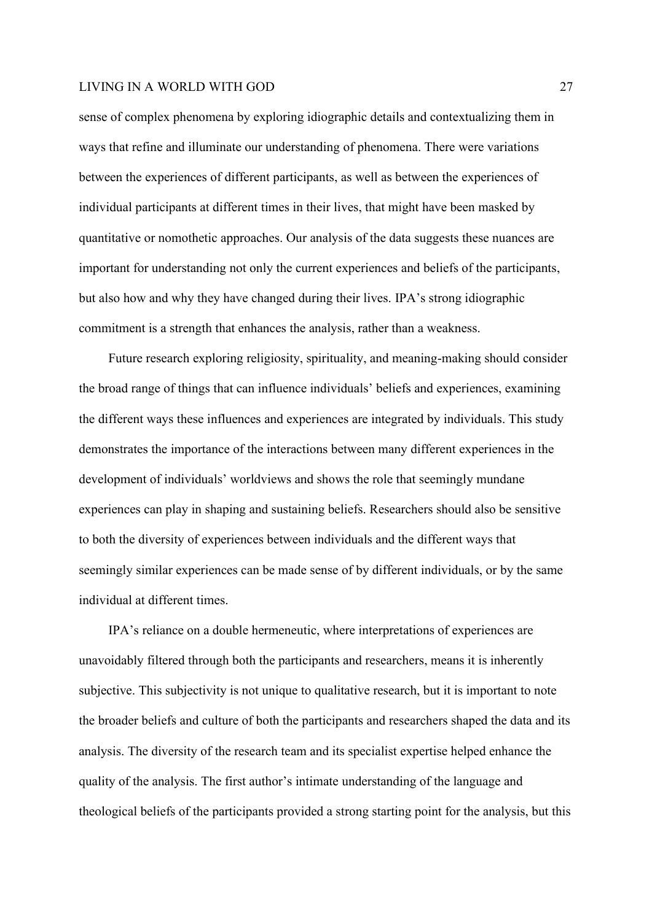sense of complex phenomena by exploring idiographic details and contextualizing them in ways that refine and illuminate our understanding of phenomena. There were variations between the experiences of different participants, as well as between the experiences of individual participants at different times in their lives, that might have been masked by quantitative or nomothetic approaches. Our analysis of the data suggests these nuances are important for understanding not only the current experiences and beliefs of the participants, but also how and why they have changed during their lives. IPA's strong idiographic commitment is a strength that enhances the analysis, rather than a weakness.

Future research exploring religiosity, spirituality, and meaning-making should consider the broad range of things that can influence individuals' beliefs and experiences, examining the different ways these influences and experiences are integrated by individuals. This study demonstrates the importance of the interactions between many different experiences in the development of individuals' worldviews and shows the role that seemingly mundane experiences can play in shaping and sustaining beliefs. Researchers should also be sensitive to both the diversity of experiences between individuals and the different ways that seemingly similar experiences can be made sense of by different individuals, or by the same individual at different times.

IPA's reliance on a double hermeneutic, where interpretations of experiences are unavoidably filtered through both the participants and researchers, means it is inherently subjective. This subjectivity is not unique to qualitative research, but it is important to note the broader beliefs and culture of both the participants and researchers shaped the data and its analysis. The diversity of the research team and its specialist expertise helped enhance the quality of the analysis. The first author's intimate understanding of the language and theological beliefs of the participants provided a strong starting point for the analysis, but this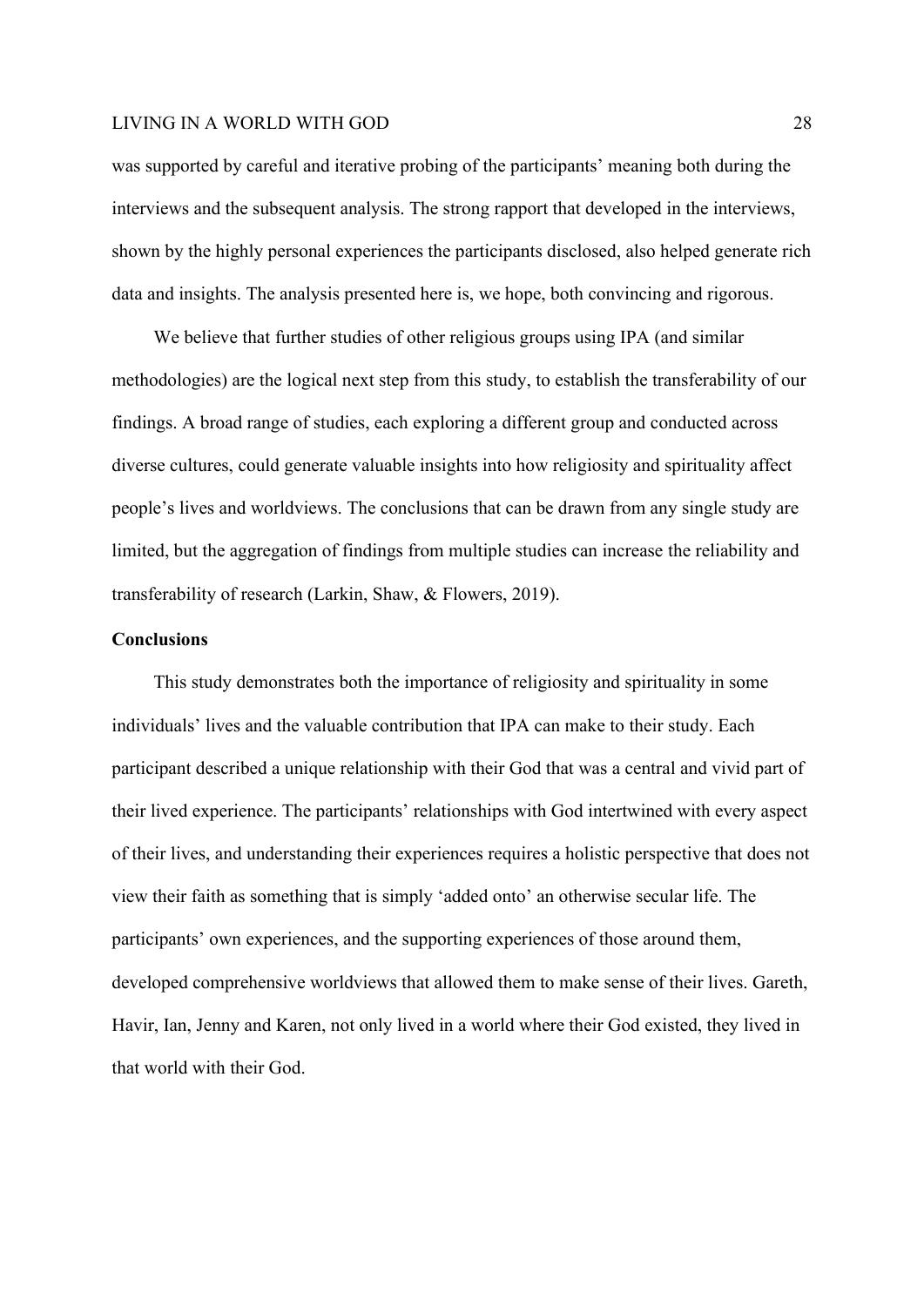was supported by careful and iterative probing of the participants' meaning both during the interviews and the subsequent analysis. The strong rapport that developed in the interviews, shown by the highly personal experiences the participants disclosed, also helped generate rich data and insights. The analysis presented here is, we hope, both convincing and rigorous.

We believe that further studies of other religious groups using IPA (and similar methodologies) are the logical next step from this study, to establish the transferability of our findings. A broad range of studies, each exploring a different group and conducted across diverse cultures, could generate valuable insights into how religiosity and spirituality affect people's lives and worldviews. The conclusions that can be drawn from any single study are limited, but the aggregation of findings from multiple studies can increase the reliability and transferability of research (Larkin, Shaw, & Flowers, 2019).

## Conclusions

This study demonstrates both the importance of religiosity and spirituality in some individuals' lives and the valuable contribution that IPA can make to their study. Each participant described a unique relationship with their God that was a central and vivid part of their lived experience. The participants' relationships with God intertwined with every aspect of their lives, and understanding their experiences requires a holistic perspective that does not view their faith as something that is simply 'added onto' an otherwise secular life. The participants' own experiences, and the supporting experiences of those around them, developed comprehensive worldviews that allowed them to make sense of their lives. Gareth, Havir, Ian, Jenny and Karen, not only lived in a world where their God existed, they lived in that world with their God.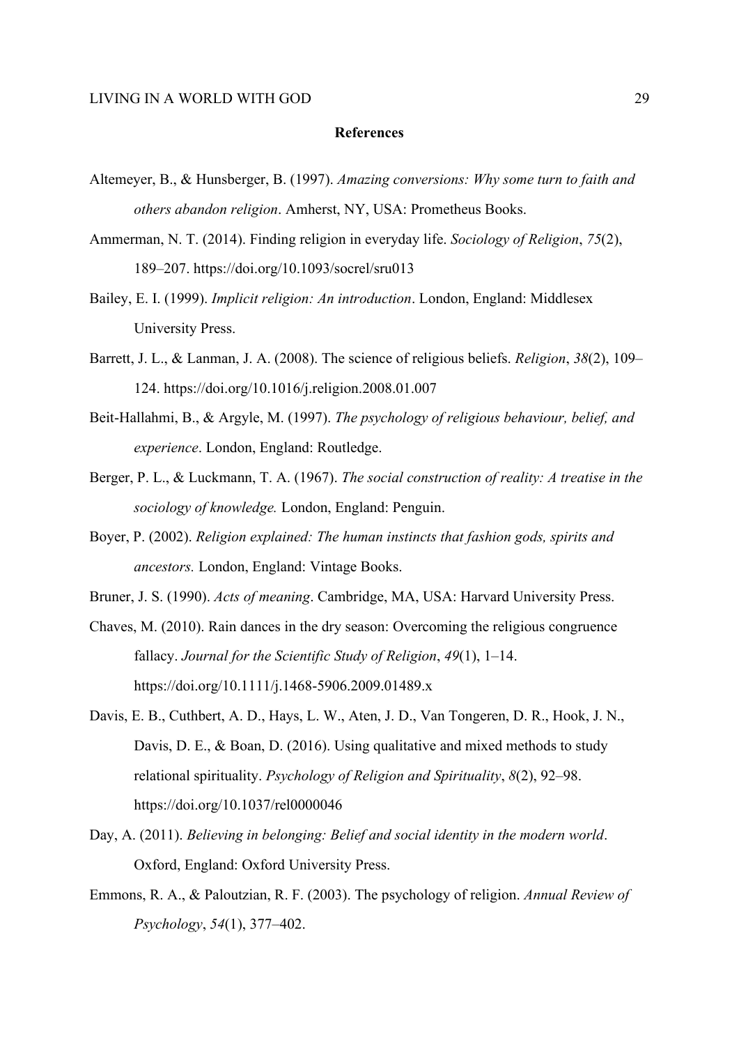## References

Altemeyer, B., & Hunsberger, B. (1997). *Amazing conversions: Why some turn to faith and others abandon religion*. Amherst, NY, USA: Prometheus Books.

Ammerman, N. T. (2014). Finding religion in everyday life. *Sociology of Religion*, *75*(2), 189–207. https://doi.org/10.1093/socrel/sru013

Bailey, E. I. (1999). *Implicit religion: An introduction*. London, England: Middlesex University Press.

Barrett, J. L., & Lanman, J. A. (2008). The science of religious beliefs. *Religion*, *38*(2), 109–124. https://doi.org/10.1016/j.religion.2008.01.007

Beit-Hallahmi, B., & Argyle, M. (1997). *The psychology of religious behaviour, belief, and experience*. London, England: Routledge.

Berger, P. L., & Luckmann, T. A. (1967). *The social construction of reality: A treatise in the sociology of knowledge.* London, England: Penguin.

Boyer, P. (2002). *Religion explained: The human instincts that fashion gods, spirits and ancestors.* London, England: Vintage Books.

Bruner, J. S. (1990). *Acts of meaning*. Cambridge, MA, USA: Harvard University Press.

Chaves, M. (2010). Rain dances in the dry season: Overcoming the religious congruence fallacy. *Journal for the Scientific Study of Religion*, *49*(1), 1–14. https://doi.org/10.1111/j.1468-5906.2009.01489.x

Davis, E. B., Cuthbert, A. D., Hays, L. W., Aten, J. D., Van Tongeren, D. R., Hook, J. N., Davis, D. E., & Boan, D. (2016). Using qualitative and mixed methods to study relational spirituality. *Psychology of Religion and Spirituality*, *8*(2), 92–98. https://doi.org/10.1037/rel0000046

Day, A. (2011). *Believing in belonging: Belief and social identity in the modern world*. Oxford, England: Oxford University Press.

Emmons, R. A., & Paloutzian, R. F. (2003). The psychology of religion. *Annual Review of Psychology*, *54*(1), 377–402.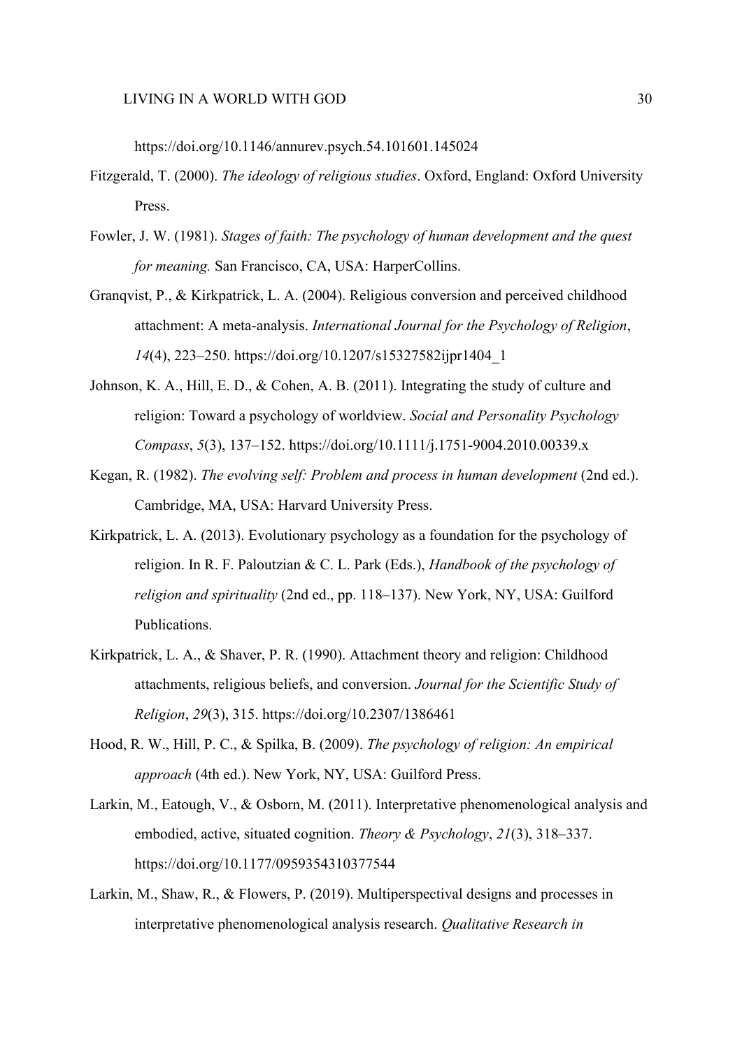https://doi.org/10.1146/annurev.psych.54.101601.145024

Fitzgerald, T. (2000). *The ideology of religious studies*. Oxford, England: Oxford University Press.

Fowler, J. W. (1981). *Stages of faith: The psychology of human development and the quest for meaning.* San Francisco, CA, USA: HarperCollins.

Granqvist, P., & Kirkpatrick, L. A. (2004). Religious conversion and perceived childhood attachment: A meta-analysis. *International Journal for the Psychology of Religion*, *14*(4), 223–250. https://doi.org/10.1207/s15327582ijpr1404_1

Johnson, K. A., Hill, E. D., & Cohen, A. B. (2011). Integrating the study of culture and religion: Toward a psychology of worldview. *Social and Personality Psychology Compass*, *5*(3), 137–152. https://doi.org/10.1111/j.1751-9004.2010.00339.x

Kegan, R. (1982). *The evolving self: Problem and process in human development* (2nd ed.). Cambridge, MA, USA: Harvard University Press.

Kirkpatrick, L. A. (2013). Evolutionary psychology as a foundation for the psychology of religion. In R. F. Paloutzian & C. L. Park (Eds.), *Handbook of the psychology of religion and spirituality* (2nd ed., pp. 118–137). New York, NY, USA: Guilford Publications.

Kirkpatrick, L. A., & Shaver, P. R. (1990). Attachment theory and religion: Childhood attachments, religious beliefs, and conversion. *Journal for the Scientific Study of Religion*, *29*(3), 315. https://doi.org/10.2307/1386461

Hood, R. W., Hill, P. C., & Spilka, B. (2009). *The psychology of religion: An empirical approach* (4th ed.). New York, NY, USA: Guilford Press.

Larkin, M., Eatough, V., & Osborn, M. (2011). Interpretative phenomenological analysis and embodied, active, situated cognition. *Theory & Psychology*, *21*(3), 318–337. https://doi.org/10.1177/0959354310377544

Larkin, M., Shaw, R., & Flowers, P. (2019). Multiperspectival designs and processes in interpretative phenomenological analysis research. *Qualitative Research in*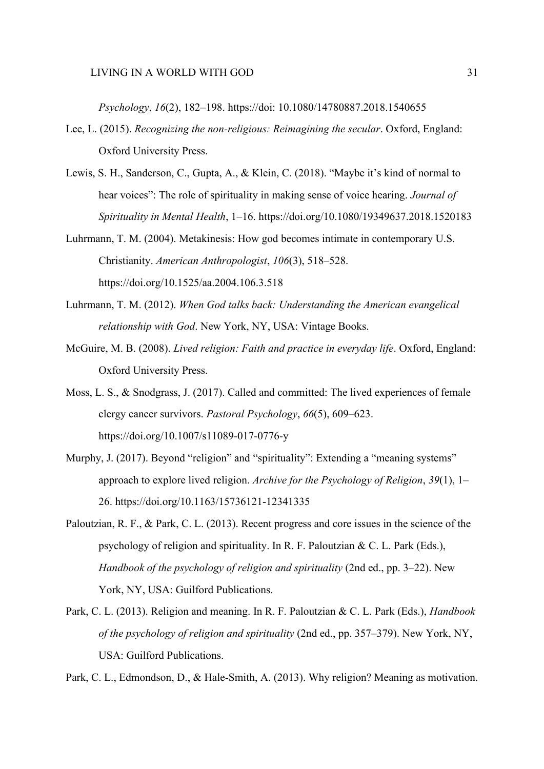*Psychology*, *16*(2), 182–198. https://doi: 10.1080/14780887.2018.1540655

Lee, L. (2015). *Recognizing the non-religious: Reimagining the secular*. Oxford, England: Oxford University Press.

Lewis, S. H., Sanderson, C., Gupta, A., & Klein, C. (2018). “Maybe it’s kind of normal to hear voices”: The role of spirituality in making sense of voice hearing. *Journal of Spirituality in Mental Health*, 1–16. https://doi.org/10.1080/19349637.2018.1520183

Luhrmann, T. M. (2004). Metakinesis: How god becomes intimate in contemporary U.S. Christianity. *American Anthropologist*, *106*(3), 518–528. https://doi.org/10.1525/aa.2004.106.3.518

Luhrmann, T. M. (2012). *When God talks back: Understanding the American evangelical relationship with God*. New York, NY, USA: Vintage Books.

McGuire, M. B. (2008). *Lived religion: Faith and practice in everyday life*. Oxford, England: Oxford University Press.

Moss, L. S., & Snodgrass, J. (2017). Called and committed: The lived experiences of female clergy cancer survivors. *Pastoral Psychology*, *66*(5), 609–623. https://doi.org/10.1007/s11089-017-0776-y

Murphy, J. (2017). Beyond “religion” and “spirituality”: Extending a “meaning systems” approach to explore lived religion. *Archive for the Psychology of Religion*, *39*(1), 1–26. https://doi.org/10.1163/15736121-12341335

Paloutzian, R. F., & Park, C. L. (2013). Recent progress and core issues in the science of the psychology of religion and spirituality. In R. F. Paloutzian & C. L. Park (Eds.), *Handbook of the psychology of religion and spirituality* (2nd ed., pp. 3–22). New York, NY, USA: Guilford Publications.

Park, C. L. (2013). Religion and meaning. In R. F. Paloutzian & C. L. Park (Eds.), *Handbook of the psychology of religion and spirituality* (2nd ed., pp. 357–379). New York, NY, USA: Guilford Publications.

Park, C. L., Edmondson, D., & Hale-Smith, A. (2013). Why religion? Meaning as motivation.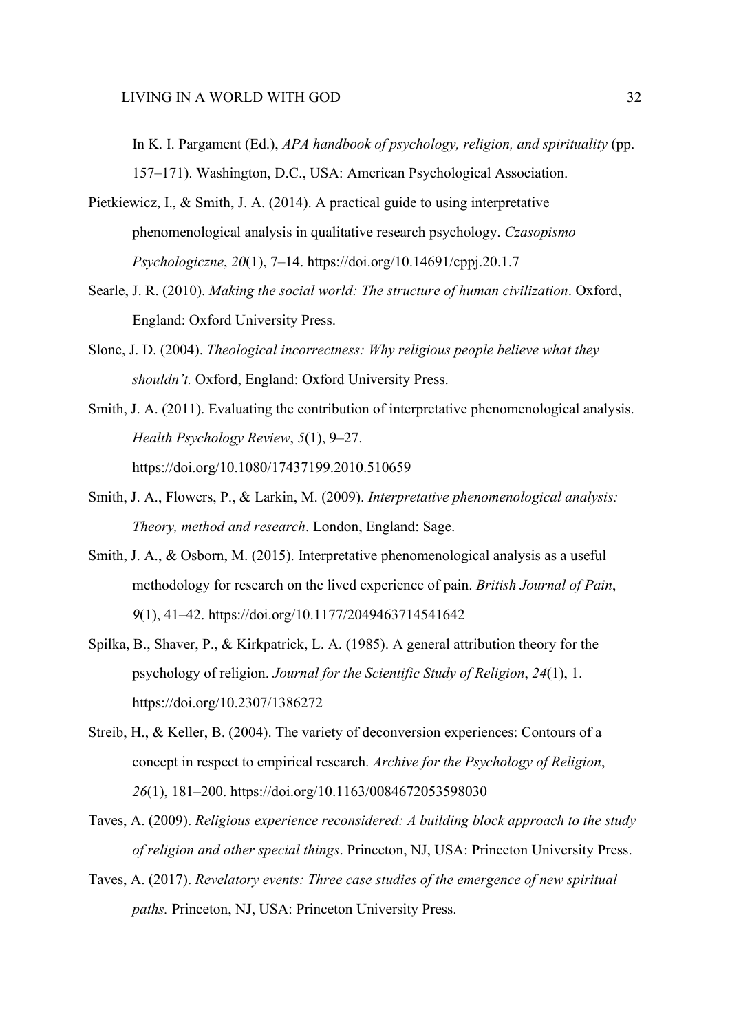In K. I. Pargament (Ed.), *APA handbook of psychology, religion, and spirituality* (pp. 157–171). Washington, D.C., USA: American Psychological Association.

Pietkiewicz, I., & Smith, J. A. (2014). A practical guide to using interpretative phenomenological analysis in qualitative research psychology. *Czasopismo Psychologiczne*, *20*(1), 7–14. https://doi.org/10.14691/cppj.20.1.7

Searle, J. R. (2010). *Making the social world: The structure of human civilization*. Oxford, England: Oxford University Press.

Slone, J. D. (2004). *Theological incorrectness: Why religious people believe what they shouldn't.* Oxford, England: Oxford University Press.

Smith, J. A. (2011). Evaluating the contribution of interpretative phenomenological analysis. *Health Psychology Review*, *5*(1), 9–27. https://doi.org/10.1080/17437199.2010.510659

Smith, J. A., Flowers, P., & Larkin, M. (2009). *Interpretative phenomenological analysis: Theory, method and research*. London, England: Sage.

Smith, J. A., & Osborn, M. (2015). Interpretative phenomenological analysis as a useful methodology for research on the lived experience of pain. *British Journal of Pain*, *9*(1), 41–42. https://doi.org/10.1177/2049463714541642

Spilka, B., Shaver, P., & Kirkpatrick, L. A. (1985). A general attribution theory for the psychology of religion. *Journal for the Scientific Study of Religion*, *24*(1), 1. https://doi.org/10.2307/1386272

Streib, H., & Keller, B. (2004). The variety of deconversion experiences: Contours of a concept in respect to empirical research. *Archive for the Psychology of Religion*, *26*(1), 181–200. https://doi.org/10.1163/0084672053598030

Taves, A. (2009). *Religious experience reconsidered: A building block approach to the study of religion and other special things*. Princeton, NJ, USA: Princeton University Press.

Taves, A. (2017). *Revelatory events: Three case studies of the emergence of new spiritual paths.* Princeton, NJ, USA: Princeton University Press.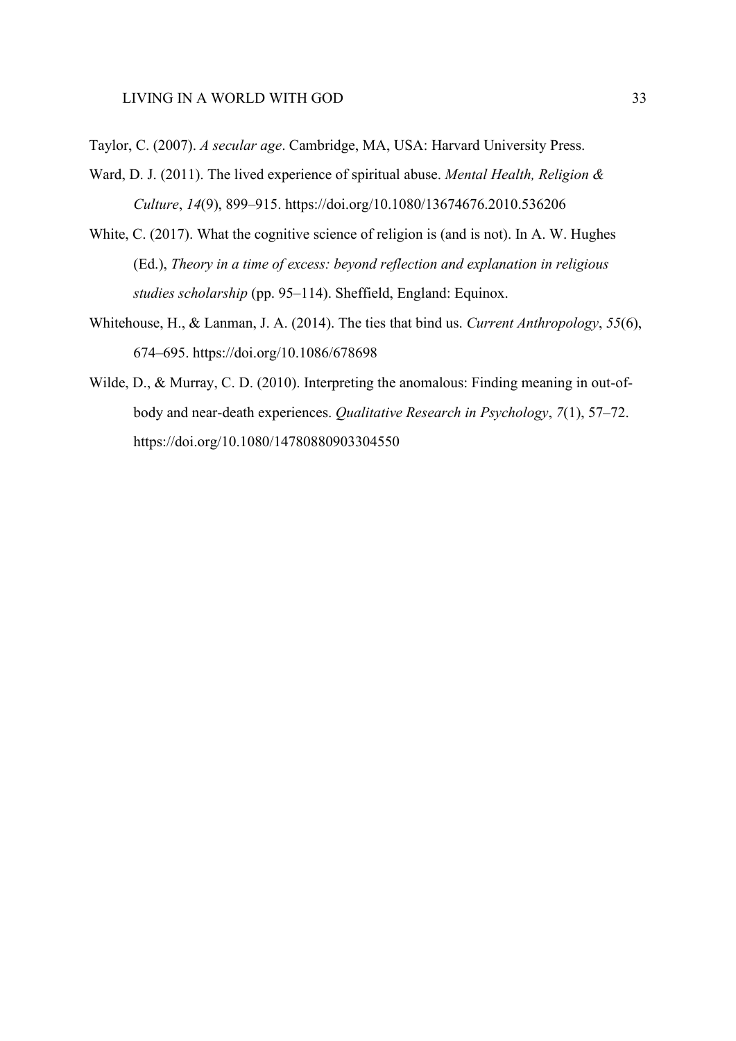Taylor, C. (2007). *A secular age*. Cambridge, MA, USA: Harvard University Press.

Ward, D. J. (2011). The lived experience of spiritual abuse. *Mental Health, Religion & Culture*, *14*(9), 899–915. https://doi.org/10.1080/13674676.2010.536206

White, C. (2017). What the cognitive science of religion is (and is not). In A. W. Hughes (Ed.), *Theory in a time of excess: beyond reflection and explanation in religious studies scholarship* (pp. 95–114). Sheffield, England: Equinox.

Whitehouse, H., & Lanman, J. A. (2014). The ties that bind us. *Current Anthropology*, *55*(6), 674–695. https://doi.org/10.1086/678698

Wilde, D., & Murray, C. D. (2010). Interpreting the anomalous: Finding meaning in out-of-body and near-death experiences. *Qualitative Research in Psychology*, *7*(1), 57–72. https://doi.org/10.1080/14780880903304550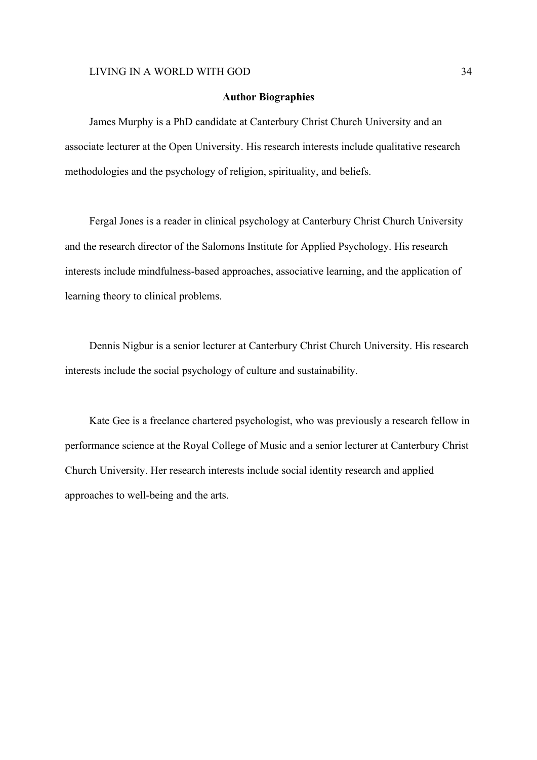## Author Biographies

James Murphy is a PhD candidate at Canterbury Christ Church University and an associate lecturer at the Open University. His research interests include qualitative research methodologies and the psychology of religion, spirituality, and beliefs.

Fergal Jones is a reader in clinical psychology at Canterbury Christ Church University and the research director of the Salomons Institute for Applied Psychology. His research interests include mindfulness-based approaches, associative learning, and the application of learning theory to clinical problems.

Dennis Nigbur is a senior lecturer at Canterbury Christ Church University. His research interests include the social psychology of culture and sustainability.

Kate Gee is a freelance chartered psychologist, who was previously a research fellow in performance science at the Royal College of Music and a senior lecturer at Canterbury Christ Church University. Her research interests include social identity research and applied approaches to well-being and the arts.